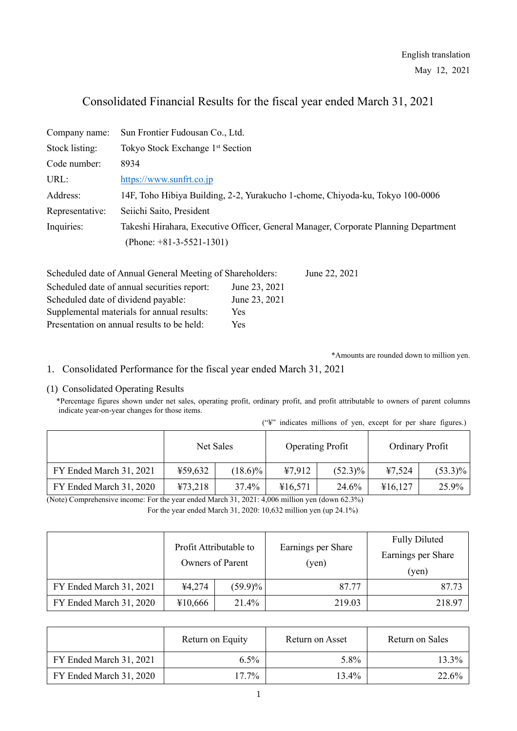English translation

May 12, 2021

# Consolidated Financial Results for the fiscal year ended March 31, 2021

| | |
|---|---|
| Company name: | Sun Frontier Fudousan Co., Ltd. |
| Stock listing: | Tokyo Stock Exchange 1st Section |
| Code number: | 8934 |
| URL: | https://www.sunfrt.co.jp |
| Address: | 14F, Toho Hibiya Building, 2-2, Yurakucho 1-chome, Chiyoda-ku, Tokyo 100-0006 |
| Representative: | Seiichi Saito, President |
| Inquiries: | Takeshi Hirahara, Executive Officer, General Manager, Corporate Planning Department (Phone: +81-3-5521-1301) |

Scheduled date of Annual General Meeting of Shareholders: June 22, 2021
Scheduled date of annual securities report: June 23, 2021
Scheduled date of dividend payable: June 23, 2021
Supplemental materials for annual results: Yes
Presentation on annual results to be held: Yes

*Amounts are rounded down to million yen.

## 1. Consolidated Performance for the fiscal year ended March 31, 2021

### (1) Consolidated Operating Results

*Percentage figures shown under net sales, operating profit, ordinary profit, and profit attributable to owners of parent columns indicate year-on-year changes for those items.

("¥" indicates millions of yen, except for per share figures.)

| | Net Sales | | Operating Profit | | Ordinary Profit | |
|---|---|---|---|---|---|---|
| FY Ended March 31, 2021 | ¥59,632 | (18.6)% | ¥7,912 | (52.3)% | ¥7,524 | (53.3)% |
| FY Ended March 31, 2020 | ¥73,218 | 37.4% | ¥16,571 | 24.6% | ¥16,127 | 25.9% |

(Note) Comprehensive income: For the year ended March 31, 2021: 4,006 million yen (down 62.3%)
For the year ended March 31, 2020: 10,632 million yen (up 24.1%)

| | Profit Attributable to Owners of Parent | | Earnings per Share (yen) | Fully Diluted Earnings per Share (yen) |
|---|---|---|---|---|
| FY Ended March 31, 2021 | ¥4,274 | (59.9)% | 87.77 | 87.73 |
| FY Ended March 31, 2020 | ¥10,666 | 21.4% | 219.03 | 218.97 |

| | Return on Equity | Return on Asset | Return on Sales |
|---|---|---|---|
| FY Ended March 31, 2021 | 6.5% | 5.8% | 13.3% |
| FY Ended March 31, 2020 | 17.7% | 13.4% | 22.6% |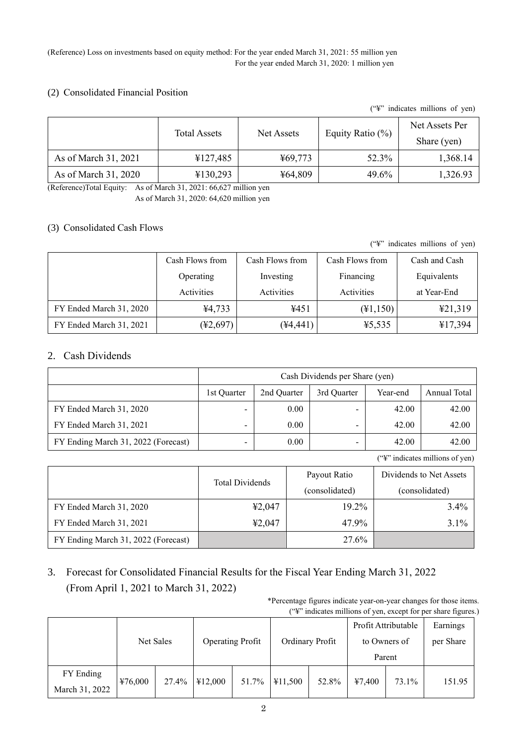(Reference) Loss on investments based on equity method: For the year ended March 31, 2021: 55 million yen
For the year ended March 31, 2020: 1 million yen

### (2) Consolidated Financial Position

("¥" indicates millions of yen)

| | Total Assets | Net Assets | Equity Ratio (%) | Net Assets Per Share (yen) |
|---|---|---|---|---|
| As of March 31, 2021 | ¥127,485 | ¥69,773 | 52.3% | 1,368.14 |
| As of March 31, 2020 | ¥130,293 | ¥64,809 | 49.6% | 1,326.93 |

(Reference)Total Equity: As of March 31, 2021: 66,627 million yen
As of March 31, 2020: 64,620 million yen

### (3) Consolidated Cash Flows

("¥" indicates millions of yen)

| | Cash Flows from Operating Activities | Cash Flows from Investing Activities | Cash Flows from Financing Activities | Cash and Cash Equivalents at Year-End |
|---|---|---|---|---|
| FY Ended March 31, 2020 | ¥4,733 | ¥451 | (¥1,150) | ¥21,319 |
| FY Ended March 31, 2021 | (¥2,697) | (¥4,441) | ¥5,535 | ¥17,394 |

## 2. Cash Dividends

| | Cash Dividends per Share (yen) | | | | |
|---|---|---|---|---|---|
| | 1st Quarter | 2nd Quarter | 3rd Quarter | Year-end | Annual Total |
| FY Ended March 31, 2020 | - | 0.00 | - | 42.00 | 42.00 |
| FY Ended March 31, 2021 | - | 0.00 | - | 42.00 | 42.00 |
| FY Ending March 31, 2022 (Forecast) | - | 0.00 | - | 42.00 | 42.00 |

("¥" indicates millions of yen)

| | Total Dividends | Payout Ratio (consolidated) | Dividends to Net Assets (consolidated) |
|---|---|---|---|
| FY Ended March 31, 2020 | ¥2,047 | 19.2% | 3.4% |
| FY Ended March 31, 2021 | ¥2,047 | 47.9% | 3.1% |
| FY Ending March 31, 2022 (Forecast) | | 27.6% | |

## 3. Forecast for Consolidated Financial Results for the Fiscal Year Ending March 31, 2022 (From April 1, 2021 to March 31, 2022)

*Percentage figures indicate year-on-year changes for those items.
("¥" indicates millions of yen, except for per share figures.)

| | Net Sales | | Operating Profit | | Ordinary Profit | | Profit Attributable to Owners of Parent | | Earnings per Share |
|---|---|---|---|---|---|---|---|---|---|
| FY Ending March 31, 2022 | ¥76,000 | 27.4% | ¥12,000 | 51.7% | ¥11,500 | 52.8% | ¥7,400 | 73.1% | 151.95 |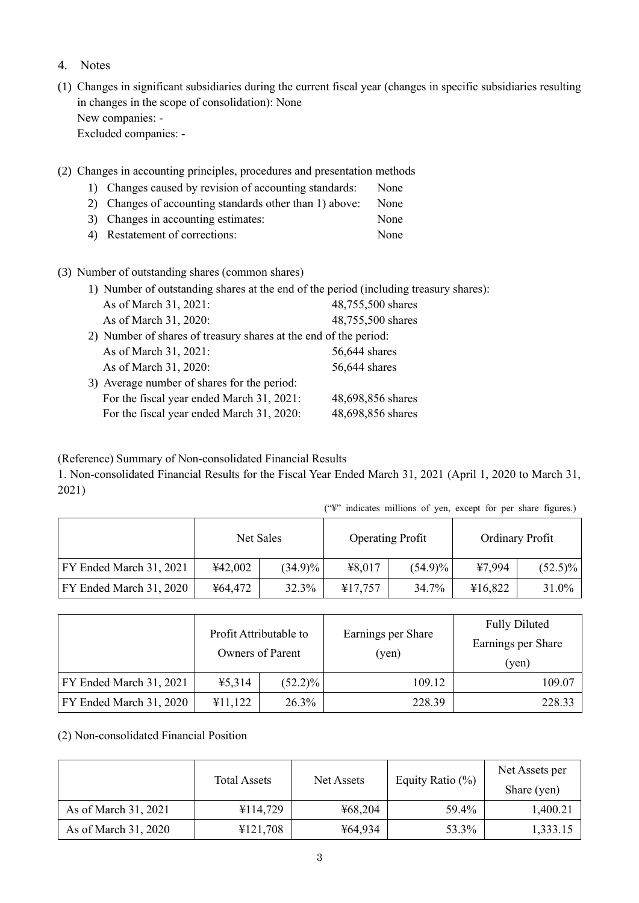4. Notes

(1) Changes in significant subsidiaries during the current fiscal year (changes in specific subsidiaries resulting in changes in the scope of consolidation): None
New companies: -
Excluded companies: -

(2) Changes in accounting principles, procedures and presentation methods

1) Changes caused by revision of accounting standards: None
2) Changes of accounting standards other than 1) above: None
3) Changes in accounting estimates: None
4) Restatement of corrections: None

(3) Number of outstanding shares (common shares)

1) Number of outstanding shares at the end of the period (including treasury shares):
   As of March 31, 2021: 48,755,500 shares
   As of March 31, 2020: 48,755,500 shares
2) Number of shares of treasury shares at the end of the period:
   As of March 31, 2021: 56,644 shares
   As of March 31, 2020: 56,644 shares
3) Average number of shares for the period:
   For the fiscal year ended March 31, 2021: 48,698,856 shares
   For the fiscal year ended March 31, 2020: 48,698,856 shares

(Reference) Summary of Non-consolidated Financial Results

1. Non-consolidated Financial Results for the Fiscal Year Ended March 31, 2021 (April 1, 2020 to March 31, 2021)

("¥" indicates millions of yen, except for per share figures.)

| | Net Sales | | Operating Profit | | Ordinary Profit | |
|---|---|---|---|---|---|---|
| FY Ended March 31, 2021 | ¥42,002 | (34.9)% | ¥8,017 | (54.9)% | ¥7,994 | (52.5)% |
| FY Ended March 31, 2020 | ¥64,472 | 32.3% | ¥17,757 | 34.7% | ¥16,822 | 31.0% |

| | Profit Attributable to Owners of Parent | | Earnings per Share (yen) | Fully Diluted Earnings per Share (yen) |
|---|---|---|---|---|
| FY Ended March 31, 2021 | ¥5,314 | (52.2)% | 109.12 | 109.07 |
| FY Ended March 31, 2020 | ¥11,122 | 26.3% | 228.39 | 228.33 |

(2) Non-consolidated Financial Position

| | Total Assets | Net Assets | Equity Ratio (%) | Net Assets per Share (yen) |
|---|---|---|---|---|
| As of March 31, 2021 | ¥114,729 | ¥68,204 | 59.4% | 1,400.21 |
| As of March 31, 2020 | ¥121,708 | ¥64,934 | 53.3% | 1,333.15 |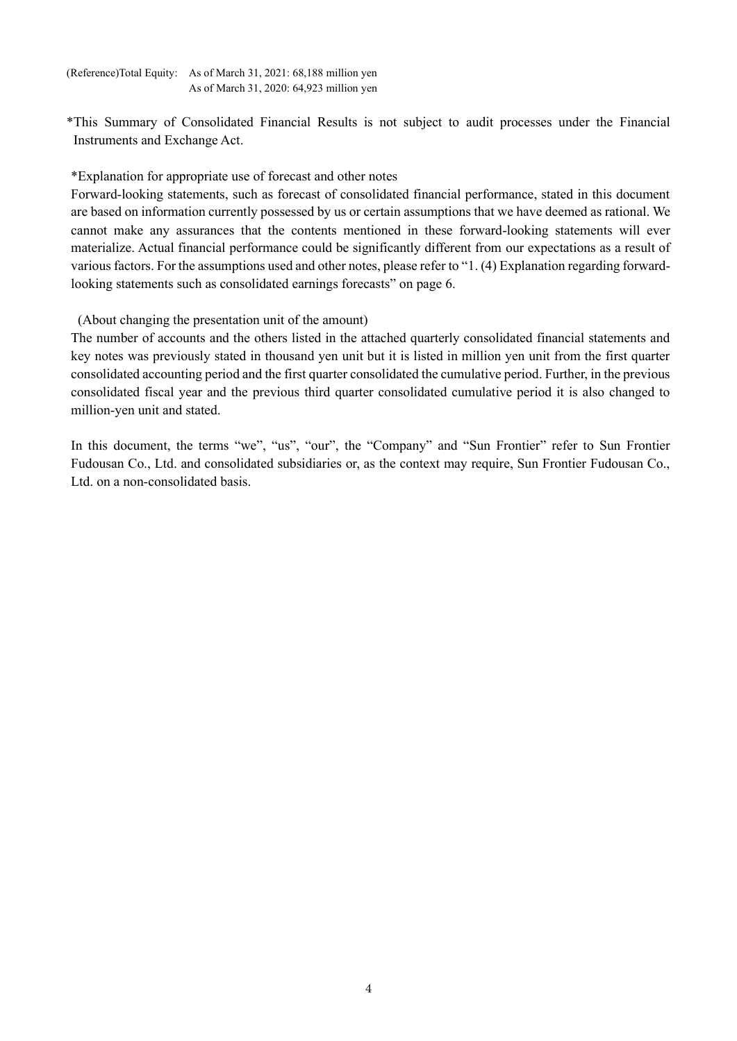(Reference)Total Equity: As of March 31, 2021: 68,188 million yen
As of March 31, 2020: 64,923 million yen

*This Summary of Consolidated Financial Results is not subject to audit processes under the Financial Instruments and Exchange Act.

*Explanation for appropriate use of forecast and other notes

Forward-looking statements, such as forecast of consolidated financial performance, stated in this document are based on information currently possessed by us or certain assumptions that we have deemed as rational. We cannot make any assurances that the contents mentioned in these forward-looking statements will ever materialize. Actual financial performance could be significantly different from our expectations as a result of various factors. For the assumptions used and other notes, please refer to "1. (4) Explanation regarding forward-looking statements such as consolidated earnings forecasts" on page 6.

(About changing the presentation unit of the amount)

The number of accounts and the others listed in the attached quarterly consolidated financial statements and key notes was previously stated in thousand yen unit but it is listed in million yen unit from the first quarter consolidated accounting period and the first quarter consolidated the cumulative period. Further, in the previous consolidated fiscal year and the previous third quarter consolidated cumulative period it is also changed to million-yen unit and stated.

In this document, the terms "we", "us", "our", the "Company" and "Sun Frontier" refer to Sun Frontier Fudousan Co., Ltd. and consolidated subsidiaries or, as the context may require, Sun Frontier Fudousan Co., Ltd. on a non-consolidated basis.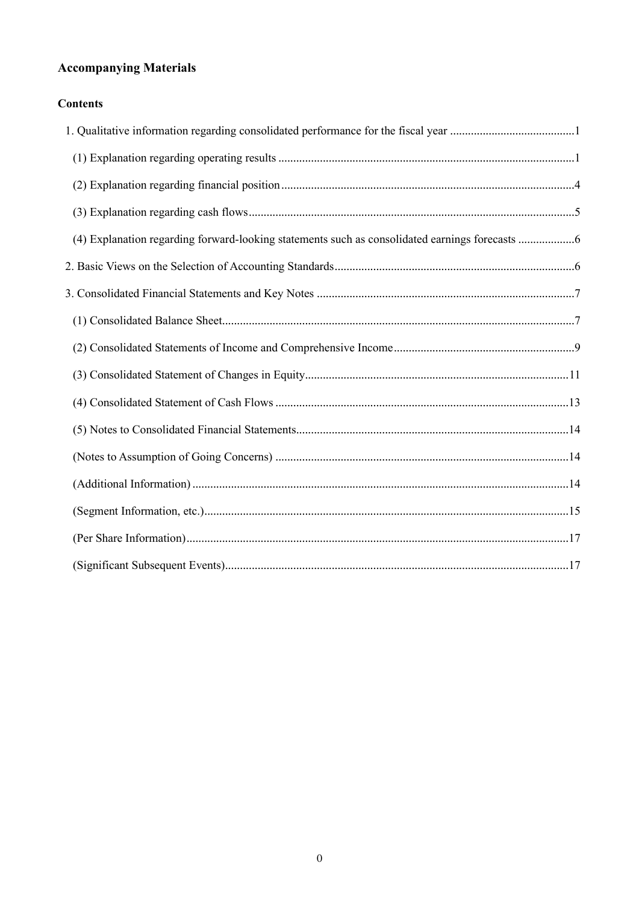## Accompanying Materials

### Contents

1. Qualitative information regarding consolidated performance for the fiscal year ....................................... 1
   - (1) Explanation regarding operating results ....................................................................................... 1
   - (2) Explanation regarding financial position ...................................................................................... 4
   - (3) Explanation regarding cash flows ................................................................................................. 5
   - (4) Explanation regarding forward-looking statements such as consolidated earnings forecasts .................. 6
2. Basic Views on the Selection of Accounting Standards ................................................................................ 6
3. Consolidated Financial Statements and Key Notes ...................................................................................... 7
   - (1) Consolidated Balance Sheet ........................................................................................................ 7
   - (2) Consolidated Statements of Income and Comprehensive Income ........................................................ 9
   - (3) Consolidated Statement of Changes in Equity ............................................................................... 11
   - (4) Consolidated Statement of Cash Flows ........................................................................................ 13
   - (5) Notes to Consolidated Financial Statements ................................................................................. 14
   - (Notes to Assumption of Going Concerns) ........................................................................................ 14
   - (Additional Information) .................................................................................................................. 14
   - (Segment Information, etc.) ............................................................................................................. 15
   - (Per Share Information) ................................................................................................................... 17
   - (Significant Subsequent Events) ....................................................................................................... 17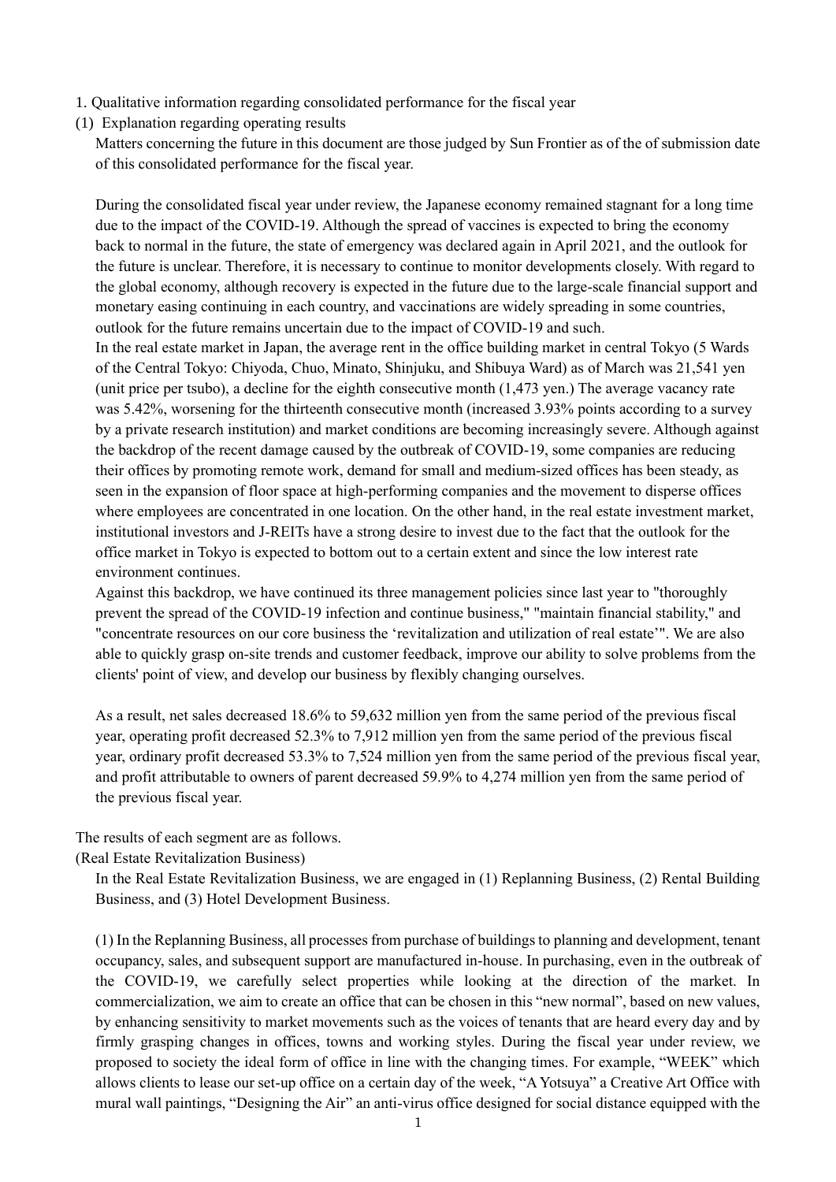1. Qualitative information regarding consolidated performance for the fiscal year

(1) Explanation regarding operating results

Matters concerning the future in this document are those judged by Sun Frontier as of the of submission date of this consolidated performance for the fiscal year.

During the consolidated fiscal year under review, the Japanese economy remained stagnant for a long time due to the impact of the COVID-19. Although the spread of vaccines is expected to bring the economy back to normal in the future, the state of emergency was declared again in April 2021, and the outlook for the future is unclear. Therefore, it is necessary to continue to monitor developments closely. With regard to the global economy, although recovery is expected in the future due to the large-scale financial support and monetary easing continuing in each country, and vaccinations are widely spreading in some countries, outlook for the future remains uncertain due to the impact of COVID-19 and such.

In the real estate market in Japan, the average rent in the office building market in central Tokyo (5 Wards of the Central Tokyo: Chiyoda, Chuo, Minato, Shinjuku, and Shibuya Ward) as of March was 21,541 yen (unit price per tsubo), a decline for the eighth consecutive month (1,473 yen.) The average vacancy rate was 5.42%, worsening for the thirteenth consecutive month (increased 3.93% points according to a survey by a private research institution) and market conditions are becoming increasingly severe. Although against the backdrop of the recent damage caused by the outbreak of COVID-19, some companies are reducing their offices by promoting remote work, demand for small and medium-sized offices has been steady, as seen in the expansion of floor space at high-performing companies and the movement to disperse offices where employees are concentrated in one location. On the other hand, in the real estate investment market, institutional investors and J-REITs have a strong desire to invest due to the fact that the outlook for the office market in Tokyo is expected to bottom out to a certain extent and since the low interest rate environment continues.

Against this backdrop, we have continued its three management policies since last year to "thoroughly prevent the spread of the COVID-19 infection and continue business," "maintain financial stability," and "concentrate resources on our core business the 'revitalization and utilization of real estate'". We are also able to quickly grasp on-site trends and customer feedback, improve our ability to solve problems from the clients' point of view, and develop our business by flexibly changing ourselves.

As a result, net sales decreased 18.6% to 59,632 million yen from the same period of the previous fiscal year, operating profit decreased 52.3% to 7,912 million yen from the same period of the previous fiscal year, ordinary profit decreased 53.3% to 7,524 million yen from the same period of the previous fiscal year, and profit attributable to owners of parent decreased 59.9% to 4,274 million yen from the same period of the previous fiscal year.

The results of each segment are as follows.

(Real Estate Revitalization Business)

In the Real Estate Revitalization Business, we are engaged in (1) Replanning Business, (2) Rental Building Business, and (3) Hotel Development Business.

(1) In the Replanning Business, all processes from purchase of buildings to planning and development, tenant occupancy, sales, and subsequent support are manufactured in-house. In purchasing, even in the outbreak of the COVID-19, we carefully select properties while looking at the direction of the market. In commercialization, we aim to create an office that can be chosen in this "new normal", based on new values, by enhancing sensitivity to market movements such as the voices of tenants that are heard every day and by firmly grasping changes in offices, towns and working styles. During the fiscal year under review, we proposed to society the ideal form of office in line with the changing times. For example, "WEEK" which allows clients to lease our set-up office on a certain day of the week, "A Yotsuya" a Creative Art Office with mural wall paintings, "Designing the Air" an anti-virus office designed for social distance equipped with the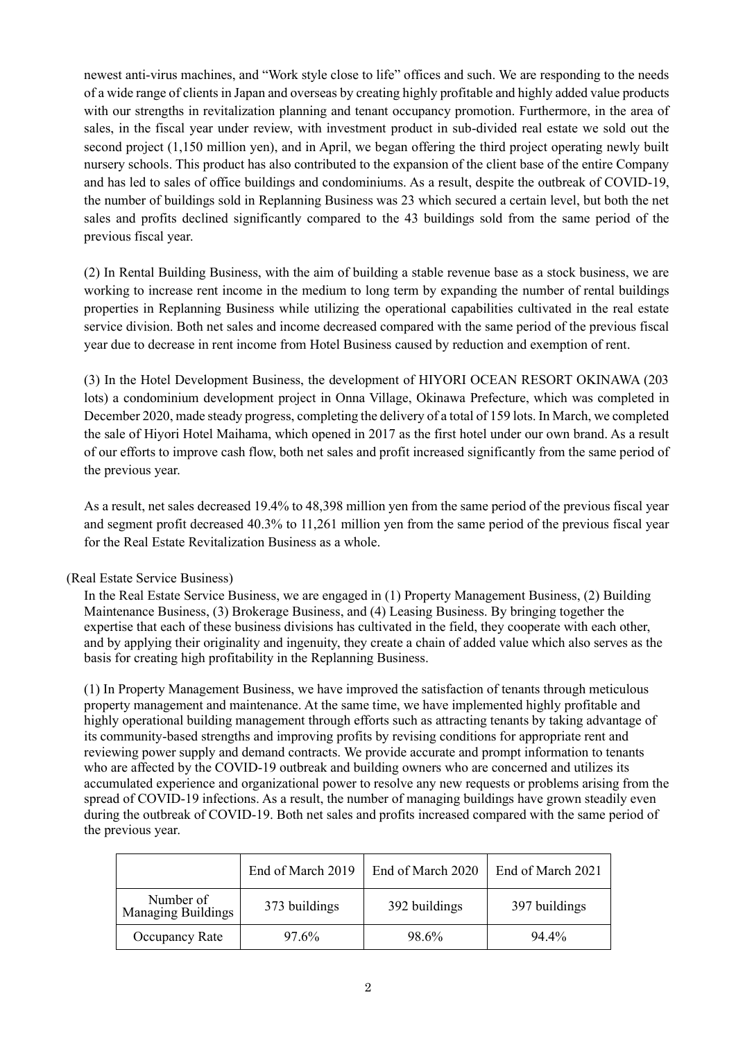newest anti-virus machines, and "Work style close to life" offices and such. We are responding to the needs of a wide range of clients in Japan and overseas by creating highly profitable and highly added value products with our strengths in revitalization planning and tenant occupancy promotion. Furthermore, in the area of sales, in the fiscal year under review, with investment product in sub-divided real estate we sold out the second project (1,150 million yen), and in April, we began offering the third project operating newly built nursery schools. This product has also contributed to the expansion of the client base of the entire Company and has led to sales of office buildings and condominiums. As a result, despite the outbreak of COVID-19, the number of buildings sold in Replanning Business was 23 which secured a certain level, but both the net sales and profits declined significantly compared to the 43 buildings sold from the same period of the previous fiscal year.

(2) In Rental Building Business, with the aim of building a stable revenue base as a stock business, we are working to increase rent income in the medium to long term by expanding the number of rental buildings properties in Replanning Business while utilizing the operational capabilities cultivated in the real estate service division. Both net sales and income decreased compared with the same period of the previous fiscal year due to decrease in rent income from Hotel Business caused by reduction and exemption of rent.

(3) In the Hotel Development Business, the development of HIYORI OCEAN RESORT OKINAWA (203 lots) a condominium development project in Onna Village, Okinawa Prefecture, which was completed in December 2020, made steady progress, completing the delivery of a total of 159 lots. In March, we completed the sale of Hiyori Hotel Maihama, which opened in 2017 as the first hotel under our own brand. As a result of our efforts to improve cash flow, both net sales and profit increased significantly from the same period of the previous year.

As a result, net sales decreased 19.4% to 48,398 million yen from the same period of the previous fiscal year and segment profit decreased 40.3% to 11,261 million yen from the same period of the previous fiscal year for the Real Estate Revitalization Business as a whole.

(Real Estate Service Business)

In the Real Estate Service Business, we are engaged in (1) Property Management Business, (2) Building Maintenance Business, (3) Brokerage Business, and (4) Leasing Business. By bringing together the expertise that each of these business divisions has cultivated in the field, they cooperate with each other, and by applying their originality and ingenuity, they create a chain of added value which also serves as the basis for creating high profitability in the Replanning Business.

(1) In Property Management Business, we have improved the satisfaction of tenants through meticulous property management and maintenance. At the same time, we have implemented highly profitable and highly operational building management through efforts such as attracting tenants by taking advantage of its community-based strengths and improving profits by revising conditions for appropriate rent and reviewing power supply and demand contracts. We provide accurate and prompt information to tenants who are affected by the COVID-19 outbreak and building owners who are concerned and utilizes its accumulated experience and organizational power to resolve any new requests or problems arising from the spread of COVID-19 infections. As a result, the number of managing buildings have grown steadily even during the outbreak of COVID-19. Both net sales and profits increased compared with the same period of the previous year.

| | End of March 2019 | End of March 2020 | End of March 2021 |
|---|---|---|---|
| Number of Managing Buildings | 373 buildings | 392 buildings | 397 buildings |
| Occupancy Rate | 97.6% | 98.6% | 94.4% |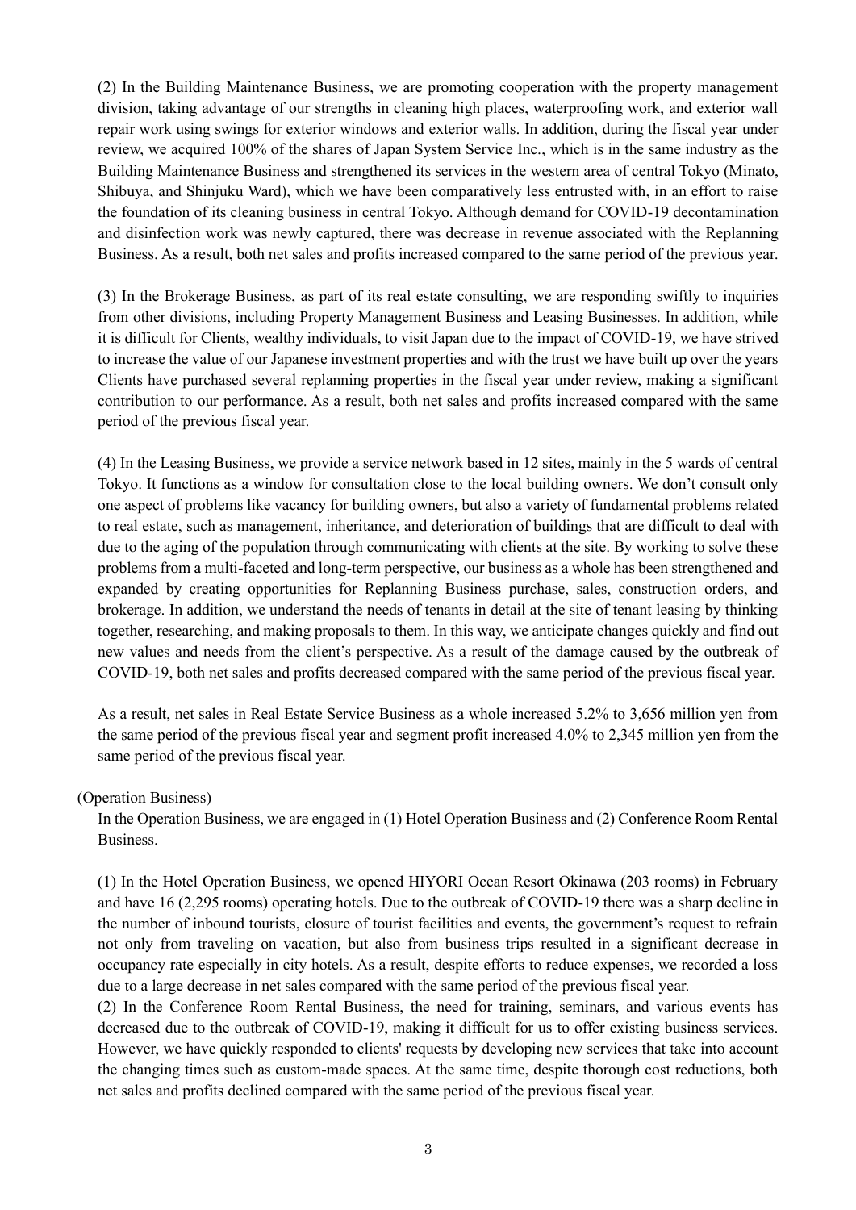(2) In the Building Maintenance Business, we are promoting cooperation with the property management division, taking advantage of our strengths in cleaning high places, waterproofing work, and exterior wall repair work using swings for exterior windows and exterior walls. In addition, during the fiscal year under review, we acquired 100% of the shares of Japan System Service Inc., which is in the same industry as the Building Maintenance Business and strengthened its services in the western area of central Tokyo (Minato, Shibuya, and Shinjuku Ward), which we have been comparatively less entrusted with, in an effort to raise the foundation of its cleaning business in central Tokyo. Although demand for COVID-19 decontamination and disinfection work was newly captured, there was decrease in revenue associated with the Replanning Business. As a result, both net sales and profits increased compared to the same period of the previous year.

(3) In the Brokerage Business, as part of its real estate consulting, we are responding swiftly to inquiries from other divisions, including Property Management Business and Leasing Businesses. In addition, while it is difficult for Clients, wealthy individuals, to visit Japan due to the impact of COVID-19, we have strived to increase the value of our Japanese investment properties and with the trust we have built up over the years Clients have purchased several replanning properties in the fiscal year under review, making a significant contribution to our performance. As a result, both net sales and profits increased compared with the same period of the previous fiscal year.

(4) In the Leasing Business, we provide a service network based in 12 sites, mainly in the 5 wards of central Tokyo. It functions as a window for consultation close to the local building owners. We don't consult only one aspect of problems like vacancy for building owners, but also a variety of fundamental problems related to real estate, such as management, inheritance, and deterioration of buildings that are difficult to deal with due to the aging of the population through communicating with clients at the site. By working to solve these problems from a multi-faceted and long-term perspective, our business as a whole has been strengthened and expanded by creating opportunities for Replanning Business purchase, sales, construction orders, and brokerage. In addition, we understand the needs of tenants in detail at the site of tenant leasing by thinking together, researching, and making proposals to them. In this way, we anticipate changes quickly and find out new values and needs from the client's perspective. As a result of the damage caused by the outbreak of COVID-19, both net sales and profits decreased compared with the same period of the previous fiscal year.

As a result, net sales in Real Estate Service Business as a whole increased 5.2% to 3,656 million yen from the same period of the previous fiscal year and segment profit increased 4.0% to 2,345 million yen from the same period of the previous fiscal year.

(Operation Business)

In the Operation Business, we are engaged in (1) Hotel Operation Business and (2) Conference Room Rental Business.

(1) In the Hotel Operation Business, we opened HIYORI Ocean Resort Okinawa (203 rooms) in February and have 16 (2,295 rooms) operating hotels. Due to the outbreak of COVID-19 there was a sharp decline in the number of inbound tourists, closure of tourist facilities and events, the government's request to refrain not only from traveling on vacation, but also from business trips resulted in a significant decrease in occupancy rate especially in city hotels. As a result, despite efforts to reduce expenses, we recorded a loss due to a large decrease in net sales compared with the same period of the previous fiscal year.

(2) In the Conference Room Rental Business, the need for training, seminars, and various events has decreased due to the outbreak of COVID-19, making it difficult for us to offer existing business services. However, we have quickly responded to clients' requests by developing new services that take into account the changing times such as custom-made spaces. At the same time, despite thorough cost reductions, both net sales and profits declined compared with the same period of the previous fiscal year.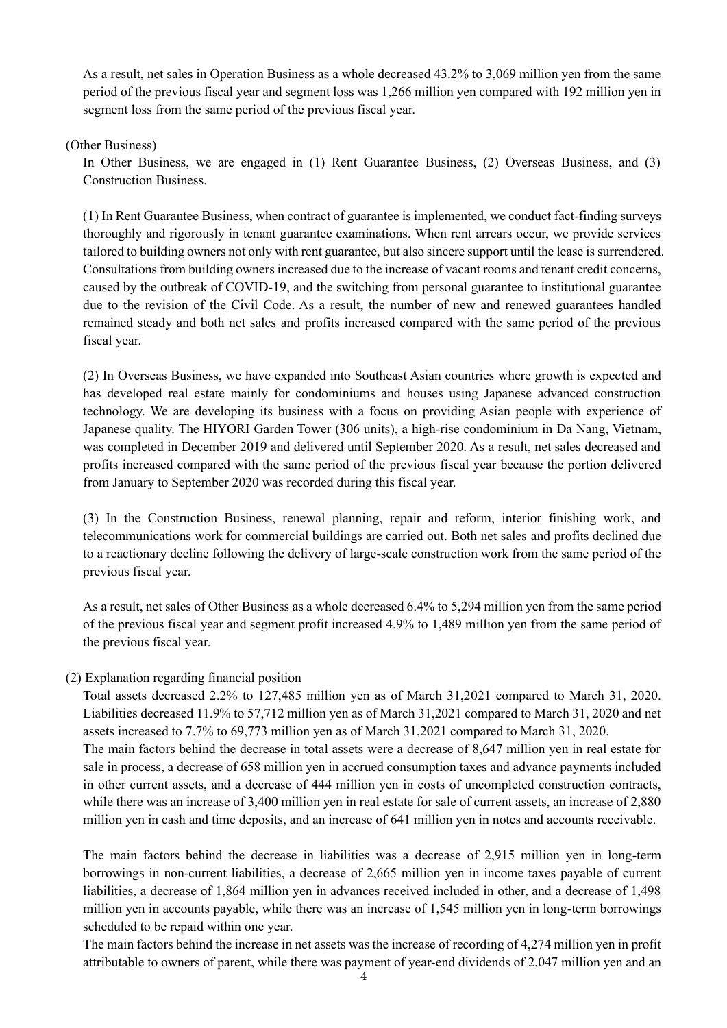As a result, net sales in Operation Business as a whole decreased 43.2% to 3,069 million yen from the same period of the previous fiscal year and segment loss was 1,266 million yen compared with 192 million yen in segment loss from the same period of the previous fiscal year.

(Other Business)

In Other Business, we are engaged in (1) Rent Guarantee Business, (2) Overseas Business, and (3) Construction Business.

(1) In Rent Guarantee Business, when contract of guarantee is implemented, we conduct fact-finding surveys thoroughly and rigorously in tenant guarantee examinations. When rent arrears occur, we provide services tailored to building owners not only with rent guarantee, but also sincere support until the lease is surrendered. Consultations from building owners increased due to the increase of vacant rooms and tenant credit concerns, caused by the outbreak of COVID-19, and the switching from personal guarantee to institutional guarantee due to the revision of the Civil Code. As a result, the number of new and renewed guarantees handled remained steady and both net sales and profits increased compared with the same period of the previous fiscal year.

(2) In Overseas Business, we have expanded into Southeast Asian countries where growth is expected and has developed real estate mainly for condominiums and houses using Japanese advanced construction technology. We are developing its business with a focus on providing Asian people with experience of Japanese quality. The HIYORI Garden Tower (306 units), a high-rise condominium in Da Nang, Vietnam, was completed in December 2019 and delivered until September 2020. As a result, net sales decreased and profits increased compared with the same period of the previous fiscal year because the portion delivered from January to September 2020 was recorded during this fiscal year.

(3) In the Construction Business, renewal planning, repair and reform, interior finishing work, and telecommunications work for commercial buildings are carried out. Both net sales and profits declined due to a reactionary decline following the delivery of large-scale construction work from the same period of the previous fiscal year.

As a result, net sales of Other Business as a whole decreased 6.4% to 5,294 million yen from the same period of the previous fiscal year and segment profit increased 4.9% to 1,489 million yen from the same period of the previous fiscal year.

(2) Explanation regarding financial position

Total assets decreased 2.2% to 127,485 million yen as of March 31,2021 compared to March 31, 2020. Liabilities decreased 11.9% to 57,712 million yen as of March 31,2021 compared to March 31, 2020 and net assets increased to 7.7% to 69,773 million yen as of March 31,2021 compared to March 31, 2020.
The main factors behind the decrease in total assets were a decrease of 8,647 million yen in real estate for sale in process, a decrease of 658 million yen in accrued consumption taxes and advance payments included in other current assets, and a decrease of 444 million yen in costs of uncompleted construction contracts, while there was an increase of 3,400 million yen in real estate for sale of current assets, an increase of 2,880 million yen in cash and time deposits, and an increase of 641 million yen in notes and accounts receivable.

The main factors behind the decrease in liabilities was a decrease of 2,915 million yen in long-term borrowings in non-current liabilities, a decrease of 2,665 million yen in income taxes payable of current liabilities, a decrease of 1,864 million yen in advances received included in other, and a decrease of 1,498 million yen in accounts payable, while there was an increase of 1,545 million yen in long-term borrowings scheduled to be repaid within one year.
The main factors behind the increase in net assets was the increase of recording of 4,274 million yen in profit attributable to owners of parent, while there was payment of year-end dividends of 2,047 million yen and an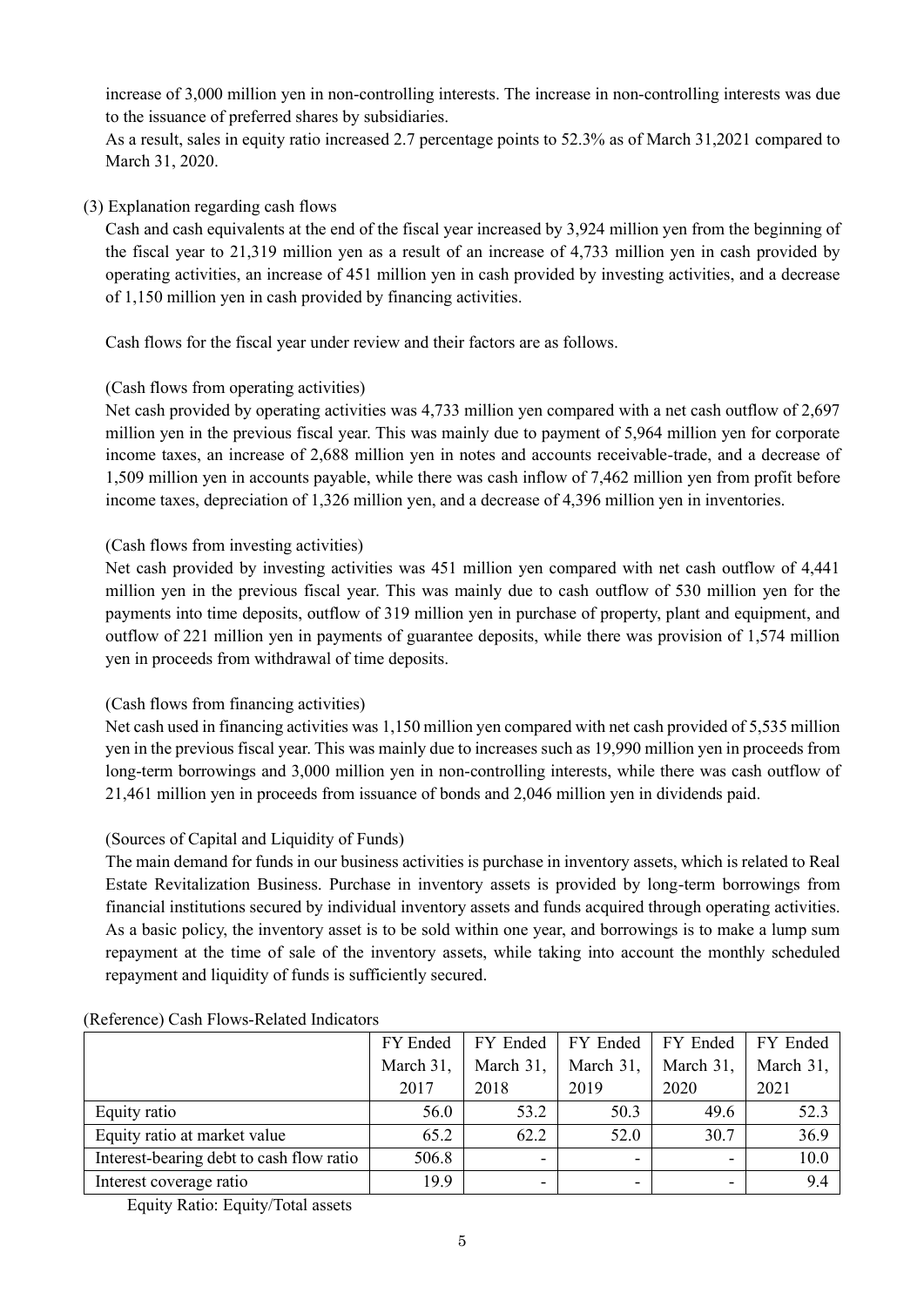increase of 3,000 million yen in non-controlling interests. The increase in non-controlling interests was due to the issuance of preferred shares by subsidiaries.

As a result, sales in equity ratio increased 2.7 percentage points to 52.3% as of March 31,2021 compared to March 31, 2020.

(3) Explanation regarding cash flows

Cash and cash equivalents at the end of the fiscal year increased by 3,924 million yen from the beginning of the fiscal year to 21,319 million yen as a result of an increase of 4,733 million yen in cash provided by operating activities, an increase of 451 million yen in cash provided by investing activities, and a decrease of 1,150 million yen in cash provided by financing activities.

Cash flows for the fiscal year under review and their factors are as follows.

(Cash flows from operating activities)

Net cash provided by operating activities was 4,733 million yen compared with a net cash outflow of 2,697 million yen in the previous fiscal year. This was mainly due to payment of 5,964 million yen for corporate income taxes, an increase of 2,688 million yen in notes and accounts receivable-trade, and a decrease of 1,509 million yen in accounts payable, while there was cash inflow of 7,462 million yen from profit before income taxes, depreciation of 1,326 million yen, and a decrease of 4,396 million yen in inventories.

(Cash flows from investing activities)

Net cash provided by investing activities was 451 million yen compared with net cash outflow of 4,441 million yen in the previous fiscal year. This was mainly due to cash outflow of 530 million yen for the payments into time deposits, outflow of 319 million yen in purchase of property, plant and equipment, and outflow of 221 million yen in payments of guarantee deposits, while there was provision of 1,574 million yen in proceeds from withdrawal of time deposits.

(Cash flows from financing activities)

Net cash used in financing activities was 1,150 million yen compared with net cash provided of 5,535 million yen in the previous fiscal year. This was mainly due to increases such as 19,990 million yen in proceeds from long-term borrowings and 3,000 million yen in non-controlling interests, while there was cash outflow of 21,461 million yen in proceeds from issuance of bonds and 2,046 million yen in dividends paid.

(Sources of Capital and Liquidity of Funds)

The main demand for funds in our business activities is purchase in inventory assets, which is related to Real Estate Revitalization Business. Purchase in inventory assets is provided by long-term borrowings from financial institutions secured by individual inventory assets and funds acquired through operating activities. As a basic policy, the inventory asset is to be sold within one year, and borrowings is to make a lump sum repayment at the time of sale of the inventory assets, while taking into account the monthly scheduled repayment and liquidity of funds is sufficiently secured.

(Reference) Cash Flows-Related Indicators

| | FY Ended March 31, 2017 | FY Ended March 31, 2018 | FY Ended March 31, 2019 | FY Ended March 31, 2020 | FY Ended March 31, 2021 |
|---|---|---|---|---|---|
| Equity ratio | 56.0 | 53.2 | 50.3 | 49.6 | 52.3 |
| Equity ratio at market value | 65.2 | 62.2 | 52.0 | 30.7 | 36.9 |
| Interest-bearing debt to cash flow ratio | 506.8 | - | - | - | 10.0 |
| Interest coverage ratio | 19.9 | - | - | - | 9.4 |

Equity Ratio: Equity/Total assets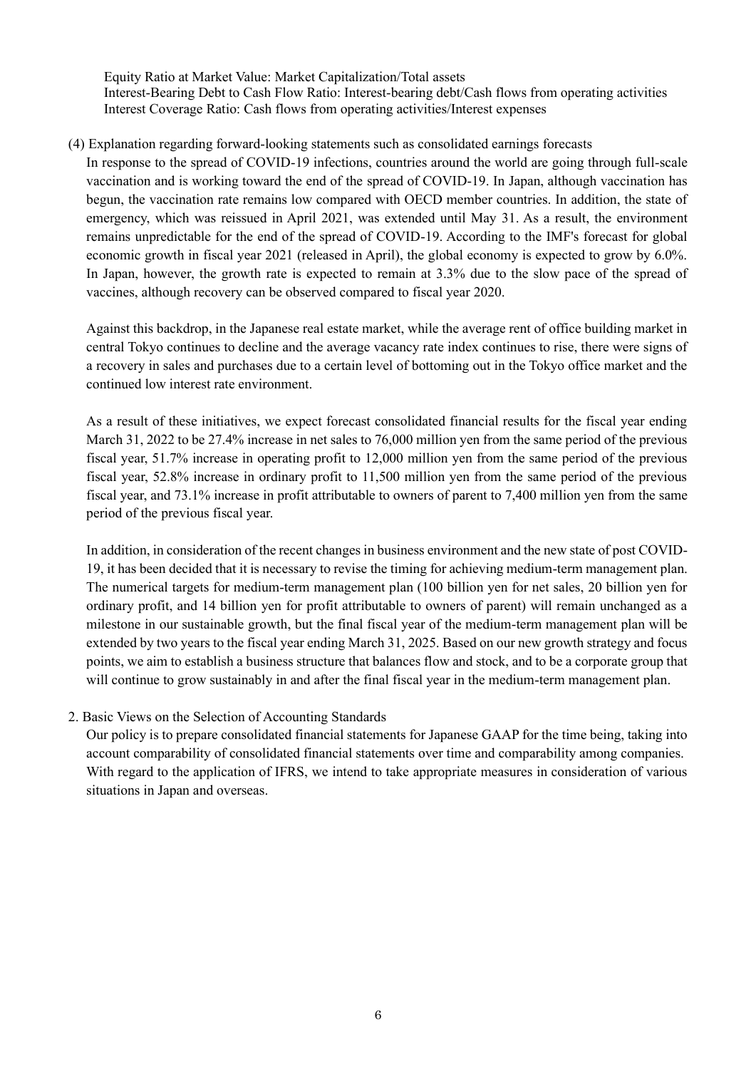Equity Ratio at Market Value: Market Capitalization/Total assets
Interest-Bearing Debt to Cash Flow Ratio: Interest-bearing debt/Cash flows from operating activities
Interest Coverage Ratio: Cash flows from operating activities/Interest expenses

(4) Explanation regarding forward-looking statements such as consolidated earnings forecasts

In response to the spread of COVID-19 infections, countries around the world are going through full-scale vaccination and is working toward the end of the spread of COVID-19. In Japan, although vaccination has begun, the vaccination rate remains low compared with OECD member countries. In addition, the state of emergency, which was reissued in April 2021, was extended until May 31. As a result, the environment remains unpredictable for the end of the spread of COVID-19. According to the IMF's forecast for global economic growth in fiscal year 2021 (released in April), the global economy is expected to grow by 6.0%. In Japan, however, the growth rate is expected to remain at 3.3% due to the slow pace of the spread of vaccines, although recovery can be observed compared to fiscal year 2020.

Against this backdrop, in the Japanese real estate market, while the average rent of office building market in central Tokyo continues to decline and the average vacancy rate index continues to rise, there were signs of a recovery in sales and purchases due to a certain level of bottoming out in the Tokyo office market and the continued low interest rate environment.

As a result of these initiatives, we expect forecast consolidated financial results for the fiscal year ending March 31, 2022 to be 27.4% increase in net sales to 76,000 million yen from the same period of the previous fiscal year, 51.7% increase in operating profit to 12,000 million yen from the same period of the previous fiscal year, 52.8% increase in ordinary profit to 11,500 million yen from the same period of the previous fiscal year, and 73.1% increase in profit attributable to owners of parent to 7,400 million yen from the same period of the previous fiscal year.

In addition, in consideration of the recent changes in business environment and the new state of post COVID-19, it has been decided that it is necessary to revise the timing for achieving medium-term management plan. The numerical targets for medium-term management plan (100 billion yen for net sales, 20 billion yen for ordinary profit, and 14 billion yen for profit attributable to owners of parent) will remain unchanged as a milestone in our sustainable growth, but the final fiscal year of the medium-term management plan will be extended by two years to the fiscal year ending March 31, 2025. Based on our new growth strategy and focus points, we aim to establish a business structure that balances flow and stock, and to be a corporate group that will continue to grow sustainably in and after the final fiscal year in the medium-term management plan.

2. Basic Views on the Selection of Accounting Standards

Our policy is to prepare consolidated financial statements for Japanese GAAP for the time being, taking into account comparability of consolidated financial statements over time and comparability among companies. With regard to the application of IFRS, we intend to take appropriate measures in consideration of various situations in Japan and overseas.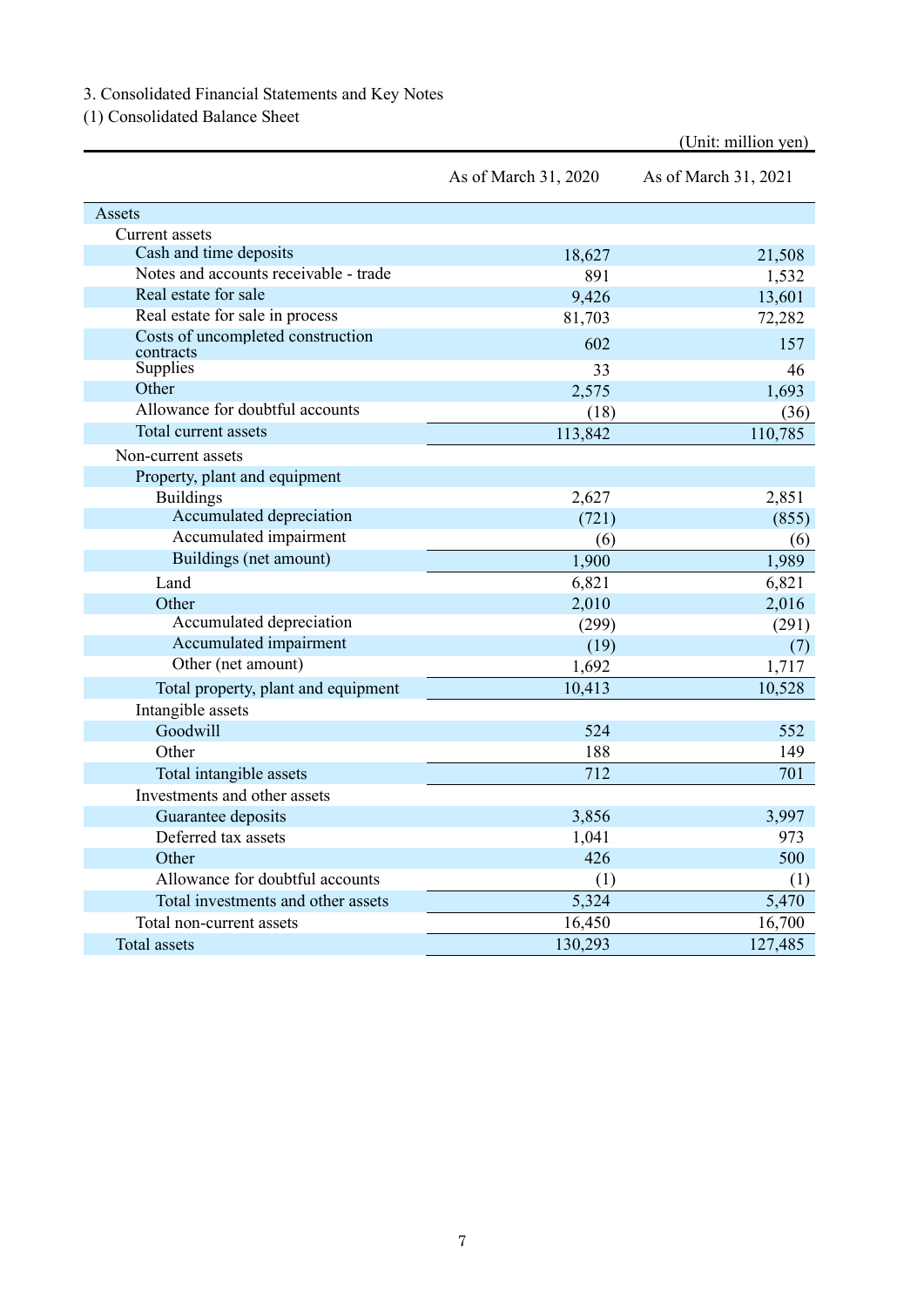3. Consolidated Financial Statements and Key Notes

(1) Consolidated Balance Sheet

(Unit: million yen)

| | As of March 31, 2020 | As of March 31, 2021 |
|---|---|---|
| Assets | | |
| Current assets | | |
| Cash and time deposits | 18,627 | 21,508 |
| Notes and accounts receivable - trade | 891 | 1,532 |
| Real estate for sale | 9,426 | 13,601 |
| Real estate for sale in process | 81,703 | 72,282 |
| Costs of uncompleted construction contracts | 602 | 157 |
| Supplies | 33 | 46 |
| Other | 2,575 | 1,693 |
| Allowance for doubtful accounts | (18) | (36) |
| Total current assets | 113,842 | 110,785 |
| Non-current assets | | |
| Property, plant and equipment | | |
| Buildings | 2,627 | 2,851 |
| Accumulated depreciation | (721) | (855) |
| Accumulated impairment | (6) | (6) |
| Buildings (net amount) | 1,900 | 1,989 |
| Land | 6,821 | 6,821 |
| Other | 2,010 | 2,016 |
| Accumulated depreciation | (299) | (291) |
| Accumulated impairment | (19) | (7) |
| Other (net amount) | 1,692 | 1,717 |
| Total property, plant and equipment | 10,413 | 10,528 |
| Intangible assets | | |
| Goodwill | 524 | 552 |
| Other | 188 | 149 |
| Total intangible assets | 712 | 701 |
| Investments and other assets | | |
| Guarantee deposits | 3,856 | 3,997 |
| Deferred tax assets | 1,041 | 973 |
| Other | 426 | 500 |
| Allowance for doubtful accounts | (1) | (1) |
| Total investments and other assets | 5,324 | 5,470 |
| Total non-current assets | 16,450 | 16,700 |
| Total assets | 130,293 | 127,485 |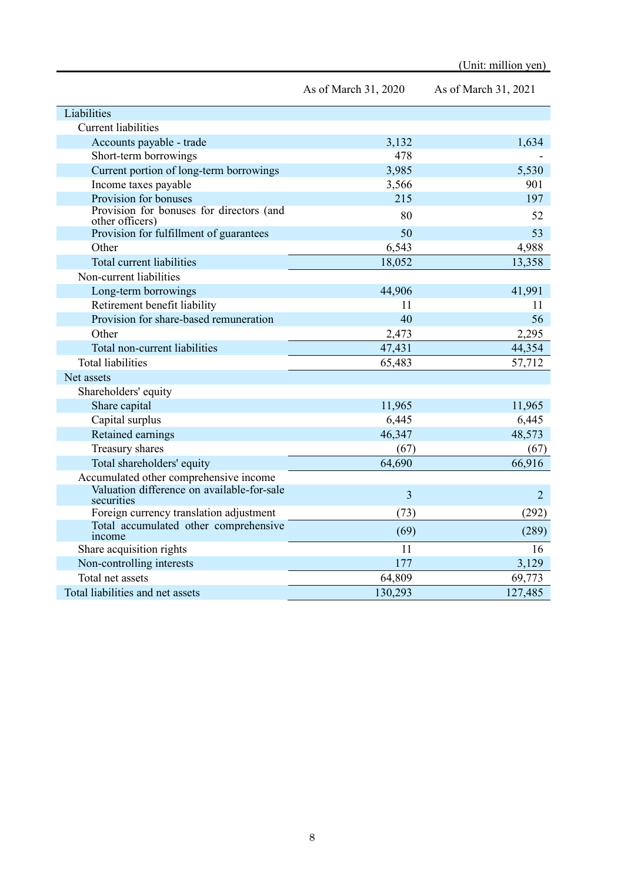(Unit: million yen)

| | As of March 31, 2020 | As of March 31, 2021 |
|---|---|---|
| Liabilities | | |
| Current liabilities | | |
| Accounts payable - trade | 3,132 | 1,634 |
| Short-term borrowings | 478 | - |
| Current portion of long-term borrowings | 3,985 | 5,530 |
| Income taxes payable | 3,566 | 901 |
| Provision for bonuses | 215 | 197 |
| Provision for bonuses for directors (and other officers) | 80 | 52 |
| Provision for fulfillment of guarantees | 50 | 53 |
| Other | 6,543 | 4,988 |
| Total current liabilities | 18,052 | 13,358 |
| Non-current liabilities | | |
| Long-term borrowings | 44,906 | 41,991 |
| Retirement benefit liability | 11 | 11 |
| Provision for share-based remuneration | 40 | 56 |
| Other | 2,473 | 2,295 |
| Total non-current liabilities | 47,431 | 44,354 |
| Total liabilities | 65,483 | 57,712 |
| Net assets | | |
| Shareholders' equity | | |
| Share capital | 11,965 | 11,965 |
| Capital surplus | 6,445 | 6,445 |
| Retained earnings | 46,347 | 48,573 |
| Treasury shares | (67) | (67) |
| Total shareholders' equity | 64,690 | 66,916 |
| Accumulated other comprehensive income | | |
| Valuation difference on available-for-sale securities | 3 | 2 |
| Foreign currency translation adjustment | (73) | (292) |
| Total accumulated other comprehensive income | (69) | (289) |
| Share acquisition rights | 11 | 16 |
| Non-controlling interests | 177 | 3,129 |
| Total net assets | 64,809 | 69,773 |
| Total liabilities and net assets | 130,293 | 127,485 |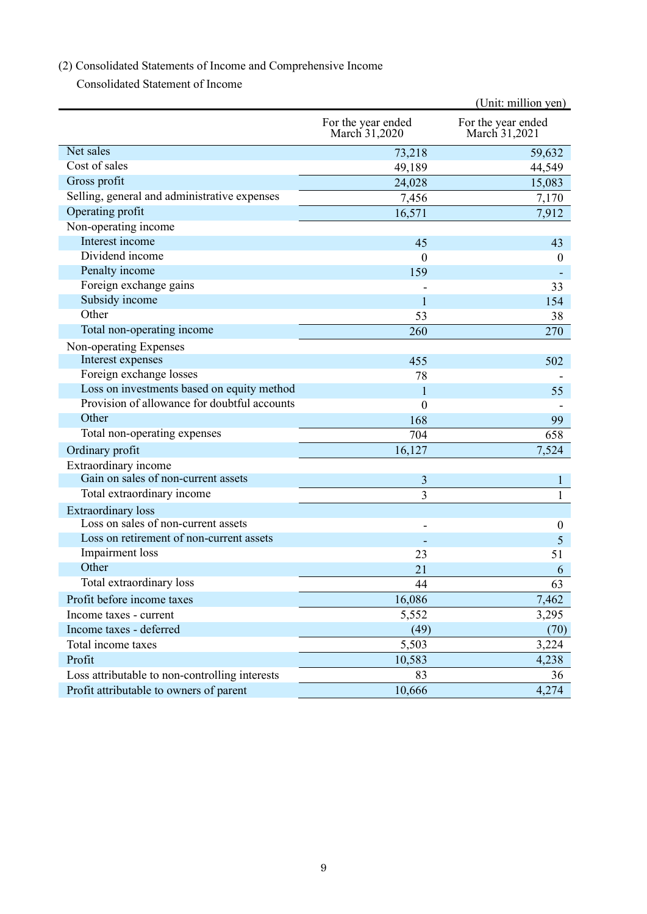(2) Consolidated Statements of Income and Comprehensive Income

Consolidated Statement of Income

(Unit: million yen)

| | For the year ended March 31,2020 | For the year ended March 31,2021 |
|---|---|---|
| Net sales | 73,218 | 59,632 |
| Cost of sales | 49,189 | 44,549 |
| Gross profit | 24,028 | 15,083 |
| Selling, general and administrative expenses | 7,456 | 7,170 |
| Operating profit | 16,571 | 7,912 |
| Non-operating income | | |
| Interest income | 45 | 43 |
| Dividend income | 0 | 0 |
| Penalty income | 159 | - |
| Foreign exchange gains | - | 33 |
| Subsidy income | 1 | 154 |
| Other | 53 | 38 |
| Total non-operating income | 260 | 270 |
| Non-operating Expenses | | |
| Interest expenses | 455 | 502 |
| Foreign exchange losses | 78 | - |
| Loss on investments based on equity method | 1 | 55 |
| Provision of allowance for doubtful accounts | 0 | - |
| Other | 168 | 99 |
| Total non-operating expenses | 704 | 658 |
| Ordinary profit | 16,127 | 7,524 |
| Extraordinary income | | |
| Gain on sales of non-current assets | 3 | 1 |
| Total extraordinary income | 3 | 1 |
| Extraordinary loss | | |
| Loss on sales of non-current assets | - | 0 |
| Loss on retirement of non-current assets | - | 5 |
| Impairment loss | 23 | 51 |
| Other | 21 | 6 |
| Total extraordinary loss | 44 | 63 |
| Profit before income taxes | 16,086 | 7,462 |
| Income taxes - current | 5,552 | 3,295 |
| Income taxes - deferred | (49) | (70) |
| Total income taxes | 5,503 | 3,224 |
| Profit | 10,583 | 4,238 |
| Loss attributable to non-controlling interests | 83 | 36 |
| Profit attributable to owners of parent | 10,666 | 4,274 |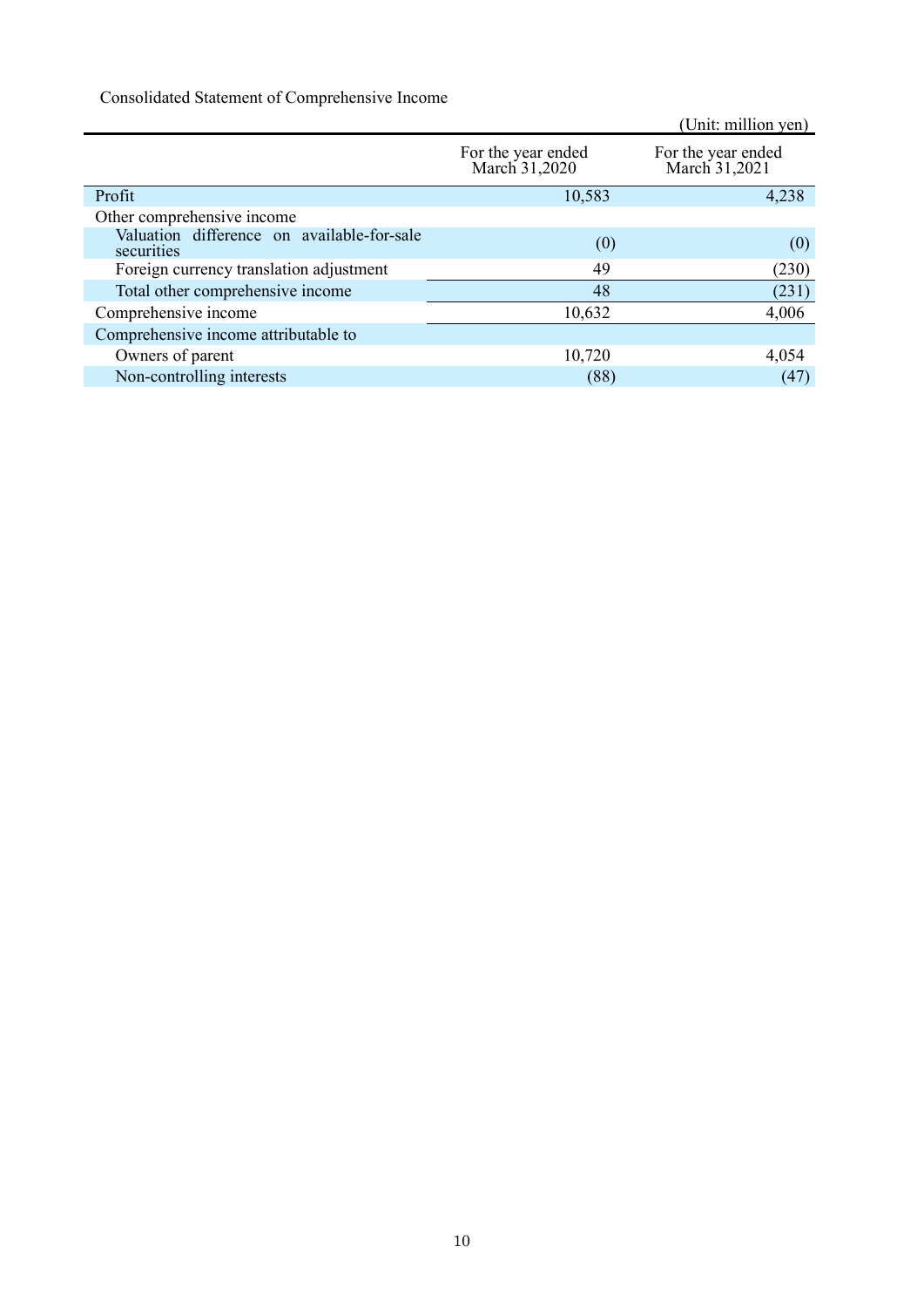Consolidated Statement of Comprehensive Income

(Unit: million yen)

| | For the year ended March 31,2020 | For the year ended March 31,2021 |
|---|---|---|
| Profit | 10,583 | 4,238 |
| Other comprehensive income | | |
| Valuation difference on available-for-sale securities | (0) | (0) |
| Foreign currency translation adjustment | 49 | (230) |
| Total other comprehensive income | 48 | (231) |
| Comprehensive income | 10,632 | 4,006 |
| Comprehensive income attributable to | | |
| Owners of parent | 10,720 | 4,054 |
| Non-controlling interests | (88) | (47) |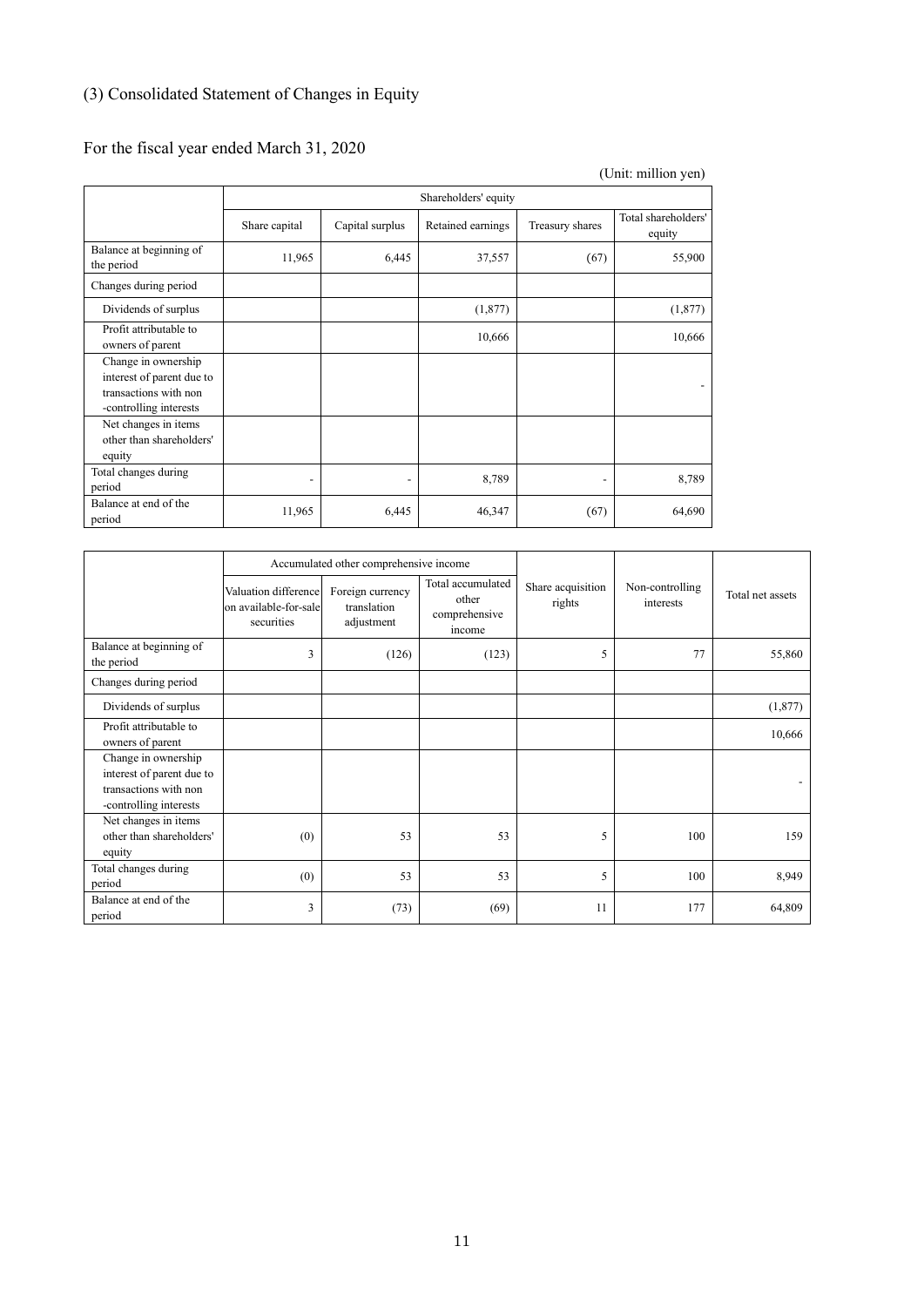## (3) Consolidated Statement of Changes in Equity

For the fiscal year ended March 31, 2020

(Unit: million yen)

| | Shareholders' equity | | | | |
|---|---|---|---|---|---|
| | Share capital | Capital surplus | Retained earnings | Treasury shares | Total shareholders' equity |
| Balance at beginning of the period | 11,965 | 6,445 | 37,557 | (67) | 55,900 |
| Changes during period | | | | | |
| Dividends of surplus | | | (1,877) | | (1,877) |
| Profit attributable to owners of parent | | | 10,666 | | 10,666 |
| Change in ownership interest of parent due to transactions with non -controlling interests | | | | | - |
| Net changes in items other than shareholders' equity | | | | | |
| Total changes during period | - | - | 8,789 | - | 8,789 |
| Balance at end of the period | 11,965 | 6,445 | 46,347 | (67) | 64,690 |

| | Accumulated other comprehensive income | | | Share acquisition rights | Non-controlling interests | Total net assets |
|---|---|---|---|---|---|---|
| | Valuation difference on available-for-sale securities | Foreign currency translation adjustment | Total accumulated other comprehensive income | | | |
| Balance at beginning of the period | 3 | (126) | (123) | 5 | 77 | 55,860 |
| Changes during period | | | | | | |
| Dividends of surplus | | | | | | (1,877) |
| Profit attributable to owners of parent | | | | | | 10,666 |
| Change in ownership interest of parent due to transactions with non -controlling interests | | | | | | - |
| Net changes in items other than shareholders' equity | (0) | 53 | 53 | 5 | 100 | 159 |
| Total changes during period | (0) | 53 | 53 | 5 | 100 | 8,949 |
| Balance at end of the period | 3 | (73) | (69) | 11 | 177 | 64,809 |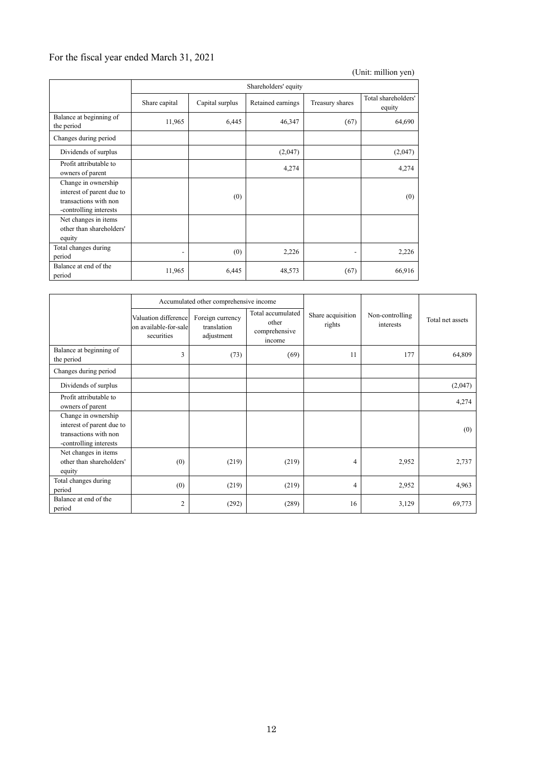For the fiscal year ended March 31, 2021

(Unit: million yen)

| | Shareholders' equity | | | | |
|---|---|---|---|---|---|
| | Share capital | Capital surplus | Retained earnings | Treasury shares | Total shareholders' equity |
| Balance at beginning of the period | 11,965 | 6,445 | 46,347 | (67) | 64,690 |
| Changes during period | | | | | |
| Dividends of surplus | | | (2,047) | | (2,047) |
| Profit attributable to owners of parent | | | 4,274 | | 4,274 |
| Change in ownership interest of parent due to transactions with non -controlling interests | | (0) | | | (0) |
| Net changes in items other than shareholders' equity | | | | | |
| Total changes during period | - | (0) | 2,226 | - | 2,226 |
| Balance at end of the period | 11,965 | 6,445 | 48,573 | (67) | 66,916 |

| | Accumulated other comprehensive income | | | Share acquisition rights | Non-controlling interests | Total net assets |
|---|---|---|---|---|---|---|
| | Valuation difference on available-for-sale securities | Foreign currency translation adjustment | Total accumulated other comprehensive income | | | |
| Balance at beginning of the period | 3 | (73) | (69) | 11 | 177 | 64,809 |
| Changes during period | | | | | | |
| Dividends of surplus | | | | | | (2,047) |
| Profit attributable to owners of parent | | | | | | 4,274 |
| Change in ownership interest of parent due to transactions with non -controlling interests | | | | | | (0) |
| Net changes in items other than shareholders' equity | (0) | (219) | (219) | 4 | 2,952 | 2,737 |
| Total changes during period | (0) | (219) | (219) | 4 | 2,952 | 4,963 |
| Balance at end of the period | 2 | (292) | (289) | 16 | 3,129 | 69,773 |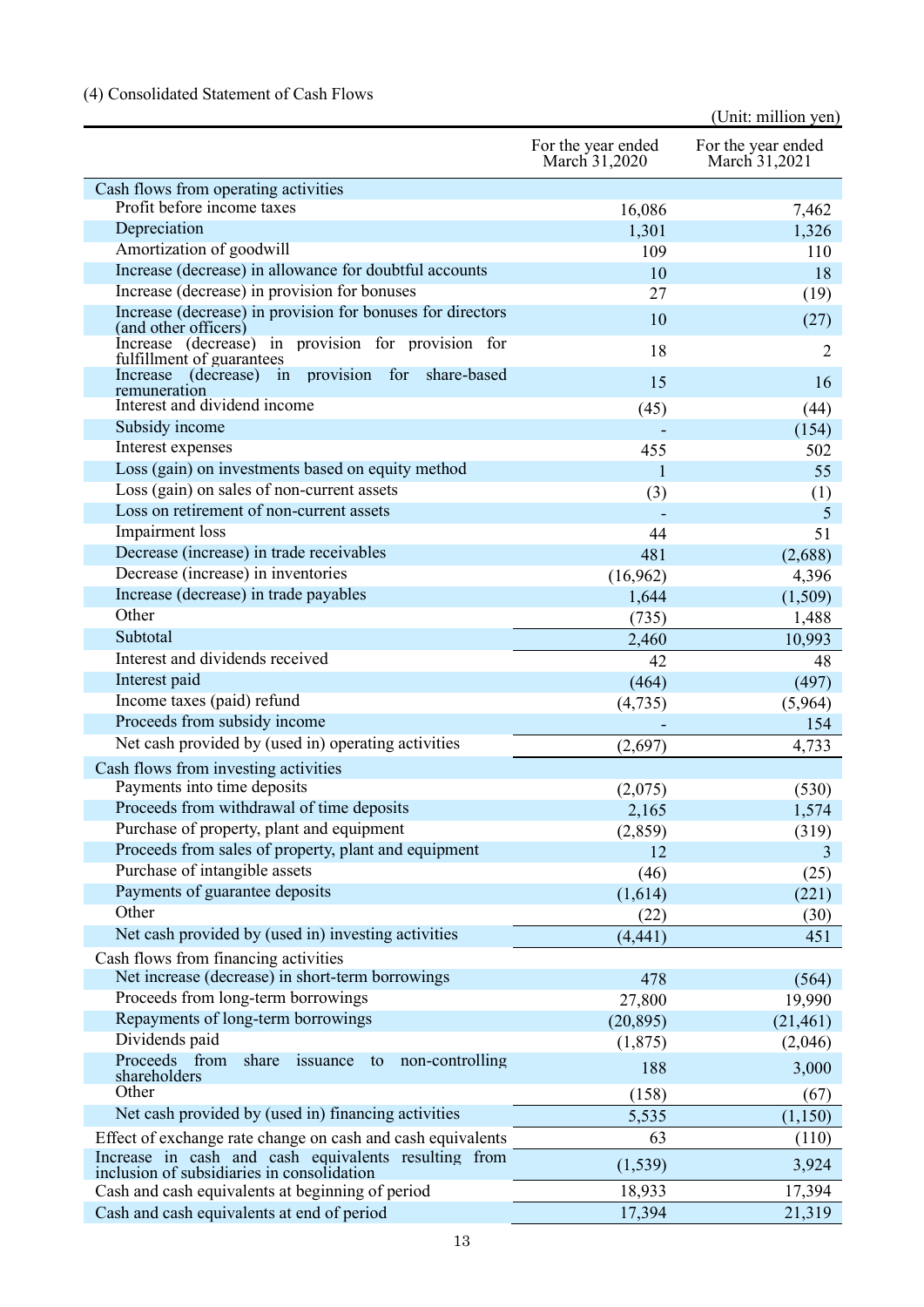### (4) Consolidated Statement of Cash Flows

(Unit: million yen)

| | For the year ended March 31,2020 | For the year ended March 31,2021 |
|---|---|---|
| Cash flows from operating activities | | |
| Profit before income taxes | 16,086 | 7,462 |
| Depreciation | 1,301 | 1,326 |
| Amortization of goodwill | 109 | 110 |
| Increase (decrease) in allowance for doubtful accounts | 10 | 18 |
| Increase (decrease) in provision for bonuses | 27 | (19) |
| Increase (decrease) in provision for bonuses for directors (and other officers) | 10 | (27) |
| Increase (decrease) in provision for provision for fulfillment of guarantees | 18 | 2 |
| Increase (decrease) in provision for share-based remuneration | 15 | 16 |
| Interest and dividend income | (45) | (44) |
| Subsidy income | - | (154) |
| Interest expenses | 455 | 502 |
| Loss (gain) on investments based on equity method | 1 | 55 |
| Loss (gain) on sales of non-current assets | (3) | (1) |
| Loss on retirement of non-current assets | - | 5 |
| Impairment loss | 44 | 51 |
| Decrease (increase) in trade receivables | 481 | (2,688) |
| Decrease (increase) in inventories | (16,962) | 4,396 |
| Increase (decrease) in trade payables | 1,644 | (1,509) |
| Other | (735) | 1,488 |
| Subtotal | 2,460 | 10,993 |
| Interest and dividends received | 42 | 48 |
| Interest paid | (464) | (497) |
| Income taxes (paid) refund | (4,735) | (5,964) |
| Proceeds from subsidy income | - | 154 |
| Net cash provided by (used in) operating activities | (2,697) | 4,733 |
| Cash flows from investing activities | | |
| Payments into time deposits | (2,075) | (530) |
| Proceeds from withdrawal of time deposits | 2,165 | 1,574 |
| Purchase of property, plant and equipment | (2,859) | (319) |
| Proceeds from sales of property, plant and equipment | 12 | 3 |
| Purchase of intangible assets | (46) | (25) |
| Payments of guarantee deposits | (1,614) | (221) |
| Other | (22) | (30) |
| Net cash provided by (used in) investing activities | (4,441) | 451 |
| Cash flows from financing activities | | |
| Net increase (decrease) in short-term borrowings | 478 | (564) |
| Proceeds from long-term borrowings | 27,800 | 19,990 |
| Repayments of long-term borrowings | (20,895) | (21,461) |
| Dividends paid | (1,875) | (2,046) |
| Proceeds from share issuance to non-controlling shareholders | 188 | 3,000 |
| Other | (158) | (67) |
| Net cash provided by (used in) financing activities | 5,535 | (1,150) |
| Effect of exchange rate change on cash and cash equivalents | 63 | (110) |
| Increase in cash and cash equivalents resulting from inclusion of subsidiaries in consolidation | (1,539) | 3,924 |
| Cash and cash equivalents at beginning of period | 18,933 | 17,394 |
| Cash and cash equivalents at end of period | 17,394 | 21,319 |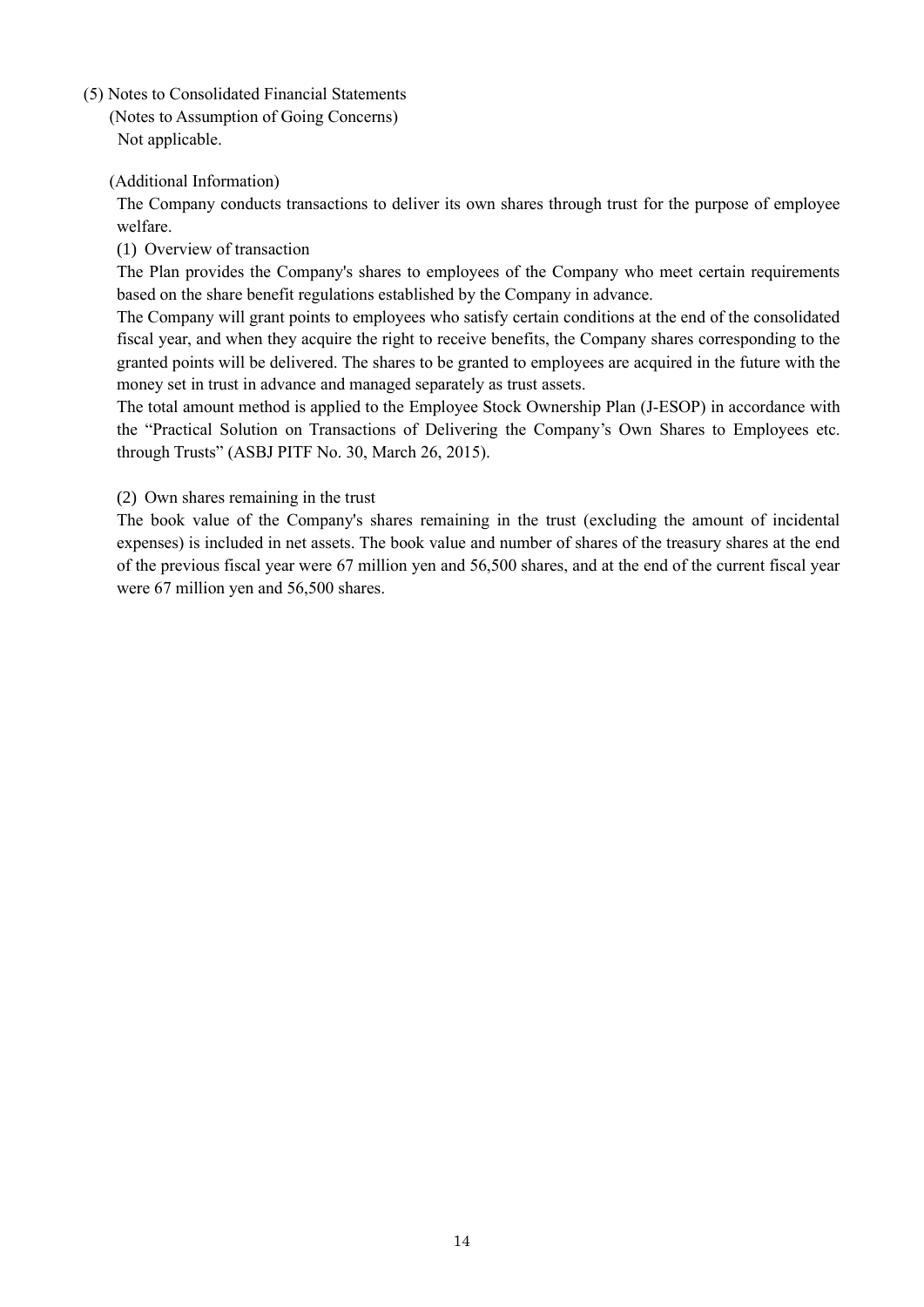## (5) Notes to Consolidated Financial Statements

### (Notes to Assumption of Going Concerns)

Not applicable.

### (Additional Information)

The Company conducts transactions to deliver its own shares through trust for the purpose of employee welfare.

(1) Overview of transaction

The Plan provides the Company's shares to employees of the Company who meet certain requirements based on the share benefit regulations established by the Company in advance.

The Company will grant points to employees who satisfy certain conditions at the end of the consolidated fiscal year, and when they acquire the right to receive benefits, the Company shares corresponding to the granted points will be delivered. The shares to be granted to employees are acquired in the future with the money set in trust in advance and managed separately as trust assets.

The total amount method is applied to the Employee Stock Ownership Plan (J-ESOP) in accordance with the "Practical Solution on Transactions of Delivering the Company's Own Shares to Employees etc. through Trusts" (ASBJ PITF No. 30, March 26, 2015).

(2) Own shares remaining in the trust

The book value of the Company's shares remaining in the trust (excluding the amount of incidental expenses) is included in net assets. The book value and number of shares of the treasury shares at the end of the previous fiscal year were 67 million yen and 56,500 shares, and at the end of the current fiscal year were 67 million yen and 56,500 shares.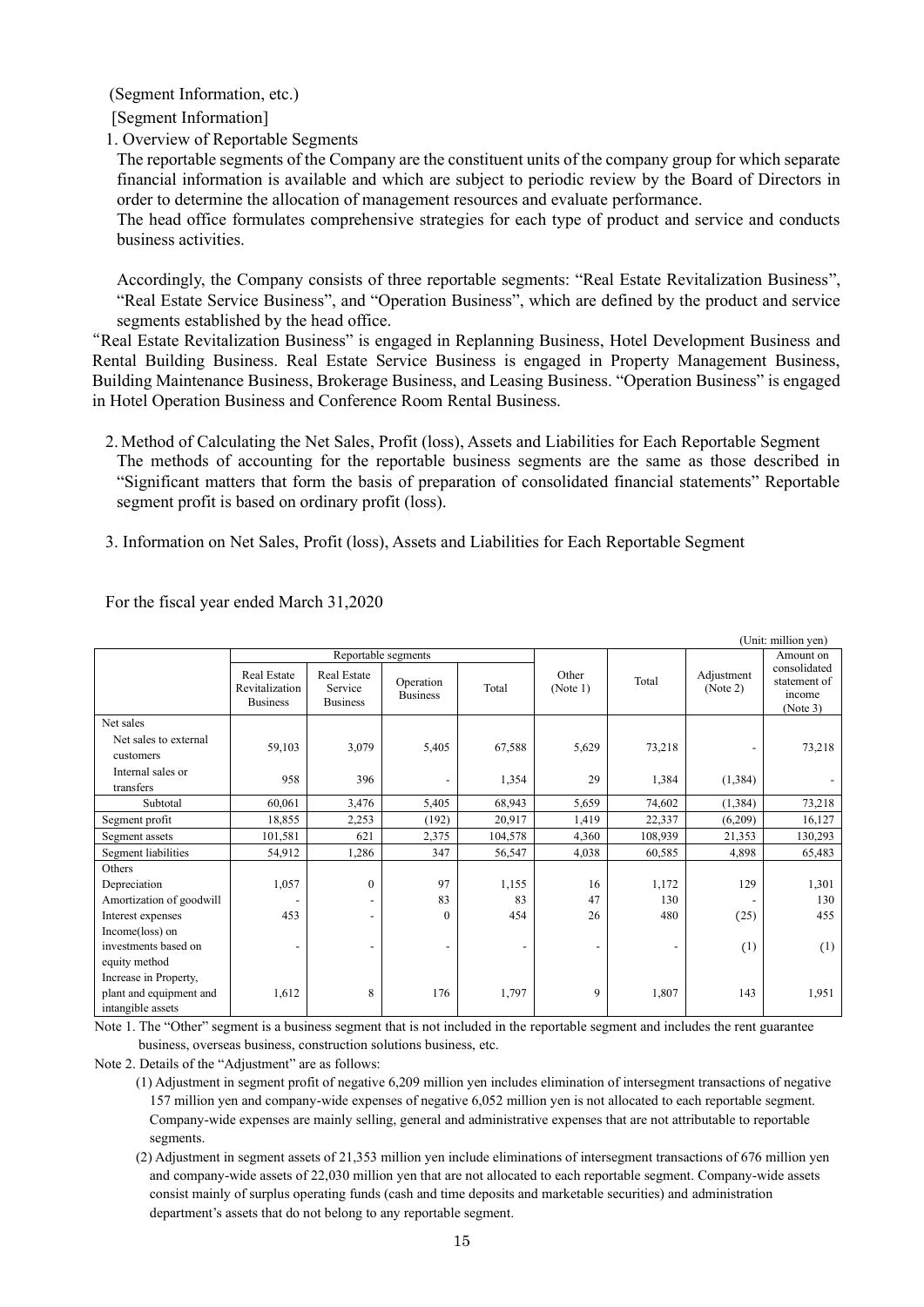(Segment Information, etc.)

[Segment Information]

1. Overview of Reportable Segments

The reportable segments of the Company are the constituent units of the company group for which separate financial information is available and which are subject to periodic review by the Board of Directors in order to determine the allocation of management resources and evaluate performance.

The head office formulates comprehensive strategies for each type of product and service and conducts business activities.

Accordingly, the Company consists of three reportable segments: “Real Estate Revitalization Business”, “Real Estate Service Business”, and “Operation Business”, which are defined by the product and service segments established by the head office.

“Real Estate Revitalization Business” is engaged in Replanning Business, Hotel Development Business and Rental Building Business. Real Estate Service Business is engaged in Property Management Business, Building Maintenance Business, Brokerage Business, and Leasing Business. “Operation Business” is engaged in Hotel Operation Business and Conference Room Rental Business.

2. Method of Calculating the Net Sales, Profit (loss), Assets and Liabilities for Each Reportable Segment

The methods of accounting for the reportable business segments are the same as those described in “Significant matters that form the basis of preparation of consolidated financial statements” Reportable segment profit is based on ordinary profit (loss).

3. Information on Net Sales, Profit (loss), Assets and Liabilities for Each Reportable Segment

For the fiscal year ended March 31,2020

(Unit: million yen)

| | Reportable segments | | | | Other (Note 1) | Total | Adjustment (Note 2) | Amount on consolidated statement of income (Note 3) |
|---|---|---|---|---|---|---|---|---|
| | Real Estate Revitalization Business | Real Estate Service Business | Operation Business | Total | | | | |
| Net sales | | | | | | | | |
| Net sales to external customers | 59,103 | 3,079 | 5,405 | 67,588 | 5,629 | 73,218 | - | 73,218 |
| Internal sales or transfers | 958 | 396 | - | 1,354 | 29 | 1,384 | (1,384) | - |
| Subtotal | 60,061 | 3,476 | 5,405 | 68,943 | 5,659 | 74,602 | (1,384) | 73,218 |
| Segment profit | 18,855 | 2,253 | (192) | 20,917 | 1,419 | 22,337 | (6,209) | 16,127 |
| Segment assets | 101,581 | 621 | 2,375 | 104,578 | 4,360 | 108,939 | 21,353 | 130,293 |
| Segment liabilities | 54,912 | 1,286 | 347 | 56,547 | 4,038 | 60,585 | 4,898 | 65,483 |
| Others | | | | | | | | |
| Depreciation | 1,057 | 0 | 97 | 1,155 | 16 | 1,172 | 129 | 1,301 |
| Amortization of goodwill | - | - | 83 | 83 | 47 | 130 | - | 130 |
| Interest expenses | 453 | - | 0 | 454 | 26 | 480 | (25) | 455 |
| Income(loss) on investments based on equity method | - | - | - | - | - | - | (1) | (1) |
| Increase in Property, plant and equipment and intangible assets | 1,612 | 8 | 176 | 1,797 | 9 | 1,807 | 143 | 1,951 |

Note 1. The “Other” segment is a business segment that is not included in the reportable segment and includes the rent guarantee business, overseas business, construction solutions business, etc.

Note 2. Details of the “Adjustment” are as follows:

(1) Adjustment in segment profit of negative 6,209 million yen includes elimination of intersegment transactions of negative 157 million yen and company-wide expenses of negative 6,052 million yen is not allocated to each reportable segment. Company-wide expenses are mainly selling, general and administrative expenses that are not attributable to reportable segments.

(2) Adjustment in segment assets of 21,353 million yen include eliminations of intersegment transactions of 676 million yen and company-wide assets of 22,030 million yen that are not allocated to each reportable segment. Company-wide assets consist mainly of surplus operating funds (cash and time deposits and marketable securities) and administration department’s assets that do not belong to any reportable segment.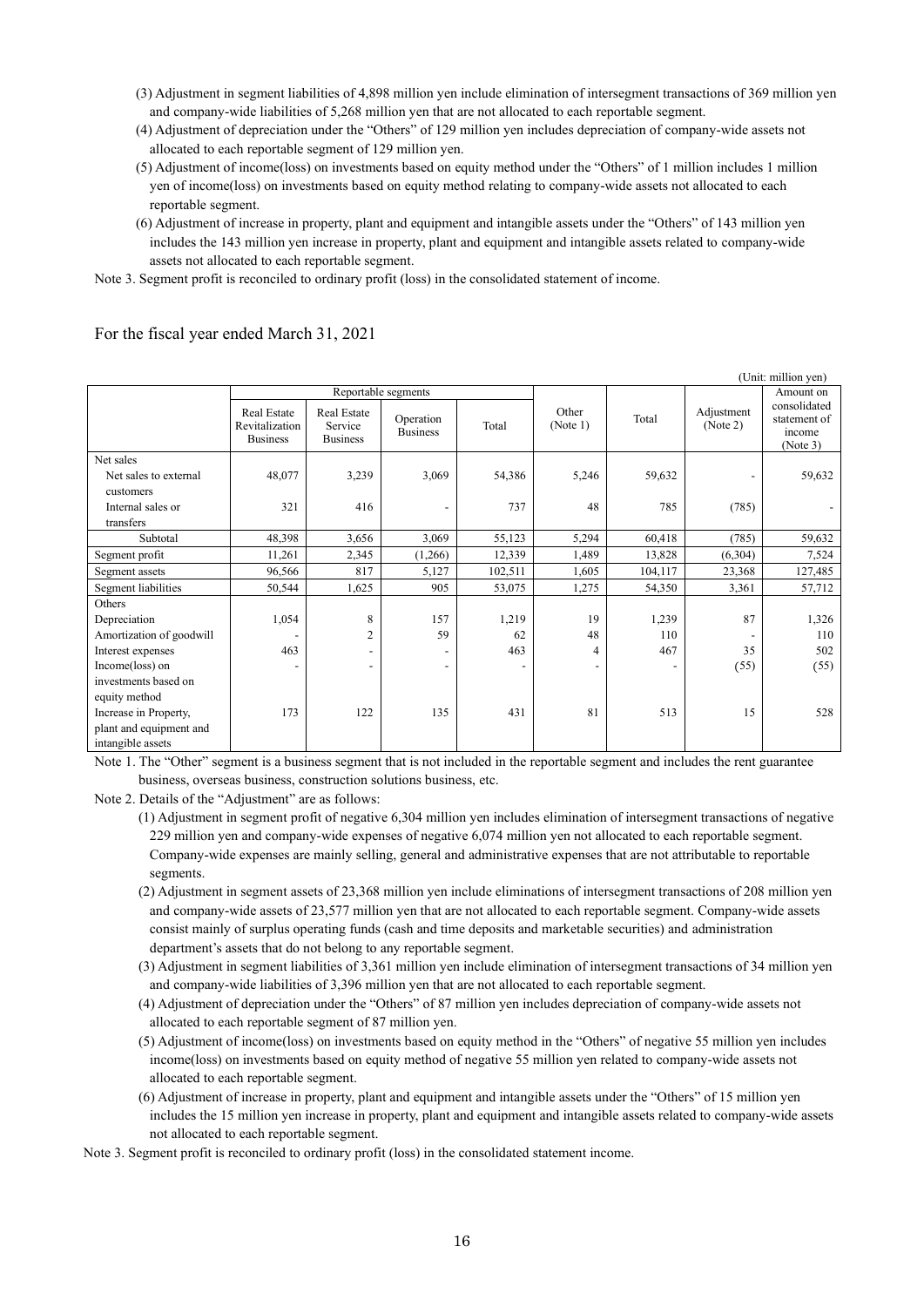(3) Adjustment in segment liabilities of 4,898 million yen include elimination of intersegment transactions of 369 million yen and company-wide liabilities of 5,268 million yen that are not allocated to each reportable segment.

(4) Adjustment of depreciation under the "Others" of 129 million yen includes depreciation of company-wide assets not allocated to each reportable segment of 129 million yen.

(5) Adjustment of income(loss) on investments based on equity method under the "Others" of 1 million includes 1 million yen of income(loss) on investments based on equity method relating to company-wide assets not allocated to each reportable segment.

(6) Adjustment of increase in property, plant and equipment and intangible assets under the "Others" of 143 million yen includes the 143 million yen increase in property, plant and equipment and intangible assets related to company-wide assets not allocated to each reportable segment.

Note 3. Segment profit is reconciled to ordinary profit (loss) in the consolidated statement of income.

For the fiscal year ended March 31, 2021

(Unit: million yen)

| | Reportable segments | | | | Other (Note 1) | Total | Adjustment (Note 2) | Amount on consolidated statement of income (Note 3) |
|---|---|---|---|---|---|---|---|---|
| | Real Estate Revitalization Business | Real Estate Service Business | Operation Business | Total | | | | |
| Net sales | | | | | | | | |
| Net sales to external customers | 48,077 | 3,239 | 3,069 | 54,386 | 5,246 | 59,632 | - | 59,632 |
| Internal sales or transfers | 321 | 416 | - | 737 | 48 | 785 | (785) | - |
| Subtotal | 48,398 | 3,656 | 3,069 | 55,123 | 5,294 | 60,418 | (785) | 59,632 |
| Segment profit | 11,261 | 2,345 | (1,266) | 12,339 | 1,489 | 13,828 | (6,304) | 7,524 |
| Segment assets | 96,566 | 817 | 5,127 | 102,511 | 1,605 | 104,117 | 23,368 | 127,485 |
| Segment liabilities | 50,544 | 1,625 | 905 | 53,075 | 1,275 | 54,350 | 3,361 | 57,712 |
| Others | | | | | | | | |
| Depreciation | 1,054 | 8 | 157 | 1,219 | 19 | 1,239 | 87 | 1,326 |
| Amortization of goodwill | - | 2 | 59 | 62 | 48 | 110 | - | 110 |
| Interest expenses | 463 | - | - | 463 | 4 | 467 | 35 | 502 |
| Income(loss) on investments based on equity method | - | - | - | - | - | - | (55) | (55) |
| Increase in Property, plant and equipment and intangible assets | 173 | 122 | 135 | 431 | 81 | 513 | 15 | 528 |

Note 1. The "Other" segment is a business segment that is not included in the reportable segment and includes the rent guarantee business, overseas business, construction solutions business, etc.

Note 2. Details of the "Adjustment" are as follows:

(1) Adjustment in segment profit of negative 6,304 million yen includes elimination of intersegment transactions of negative 229 million yen and company-wide expenses of negative 6,074 million yen not allocated to each reportable segment. Company-wide expenses are mainly selling, general and administrative expenses that are not attributable to reportable segments.

(2) Adjustment in segment assets of 23,368 million yen include eliminations of intersegment transactions of 208 million yen and company-wide assets of 23,577 million yen that are not allocated to each reportable segment. Company-wide assets consist mainly of surplus operating funds (cash and time deposits and marketable securities) and administration department's assets that do not belong to any reportable segment.

(3) Adjustment in segment liabilities of 3,361 million yen include elimination of intersegment transactions of 34 million yen and company-wide liabilities of 3,396 million yen that are not allocated to each reportable segment.

(4) Adjustment of depreciation under the "Others" of 87 million yen includes depreciation of company-wide assets not allocated to each reportable segment of 87 million yen.

(5) Adjustment of income(loss) on investments based on equity method in the "Others" of negative 55 million yen includes income(loss) on investments based on equity method of negative 55 million yen related to company-wide assets not allocated to each reportable segment.

(6) Adjustment of increase in property, plant and equipment and intangible assets under the "Others" of 15 million yen includes the 15 million yen increase in property, plant and equipment and intangible assets related to company-wide assets not allocated to each reportable segment.

Note 3. Segment profit is reconciled to ordinary profit (loss) in the consolidated statement income.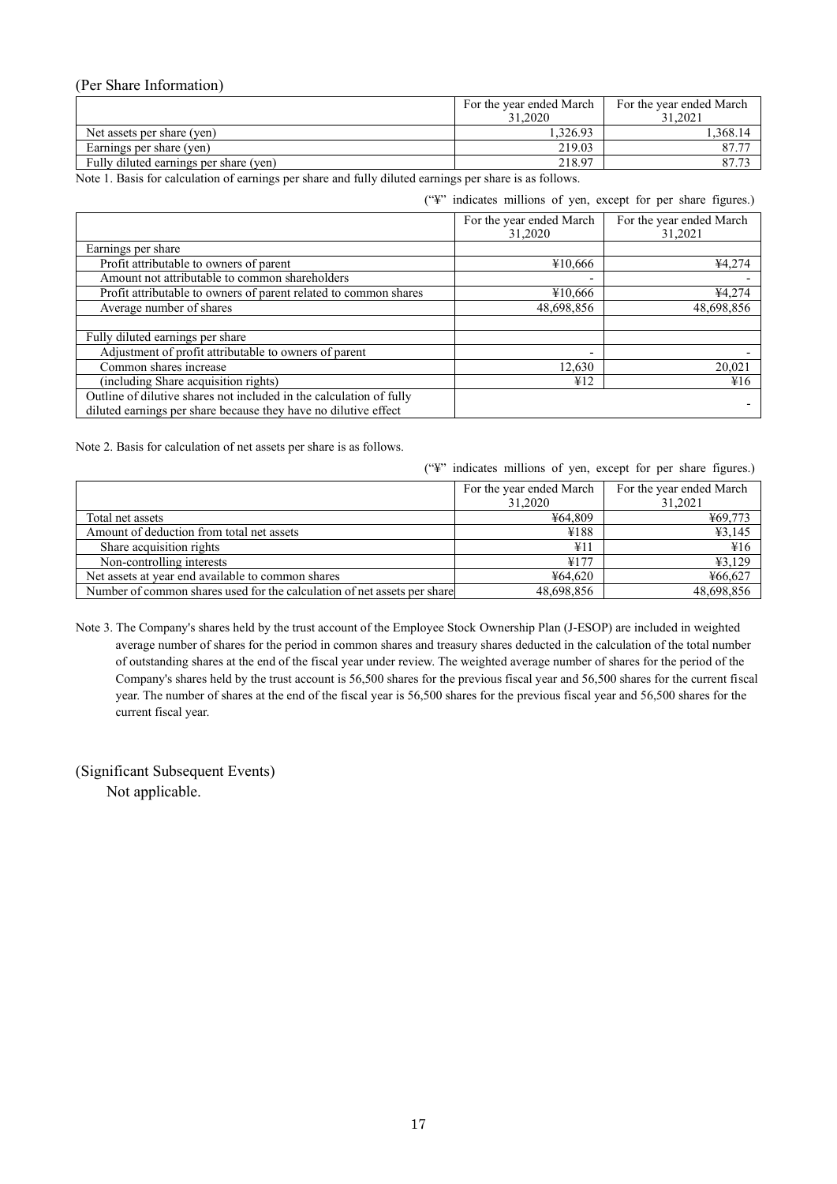(Per Share Information)

| | For the year ended March 31,2020 | For the year ended March 31,2021 |
|---|---|---|
| Net assets per share (yen) | 1,326.93 | 1,368.14 |
| Earnings per share (yen) | 219.03 | 87.77 |
| Fully diluted earnings per share (yen) | 218.97 | 87.73 |

Note 1. Basis for calculation of earnings per share and fully diluted earnings per share is as follows.

("¥" indicates millions of yen, except for per share figures.)

| | For the year ended March 31,2020 | For the year ended March 31,2021 |
|---|---|---|
| Earnings per share | | |
| Profit attributable to owners of parent | ¥10,666 | ¥4,274 |
| Amount not attributable to common shareholders | - | - |
| Profit attributable to owners of parent related to common shares | ¥10,666 | ¥4,274 |
| Average number of shares | 48,698,856 | 48,698,856 |
| | | |
| Fully diluted earnings per share | | |
| Adjustment of profit attributable to owners of parent | - | - |
| Common shares increase | 12,630 | 20,021 |
| (including Share acquisition rights) | ¥12 | ¥16 |
| Outline of dilutive shares not included in the calculation of fully diluted earnings per share because they have no dilutive effect | - | |

Note 2. Basis for calculation of net assets per share is as follows.

("¥" indicates millions of yen, except for per share figures.)

| | For the year ended March 31,2020 | For the year ended March 31,2021 |
|---|---|---|
| Total net assets | ¥64,809 | ¥69,773 |
| Amount of deduction from total net assets | ¥188 | ¥3,145 |
| Share acquisition rights | ¥11 | ¥16 |
| Non-controlling interests | ¥177 | ¥3,129 |
| Net assets at year end available to common shares | ¥64,620 | ¥66,627 |
| Number of common shares used for the calculation of net assets per share | 48,698,856 | 48,698,856 |

Note 3. The Company's shares held by the trust account of the Employee Stock Ownership Plan (J-ESOP) are included in weighted average number of shares for the period in common shares and treasury shares deducted in the calculation of the total number of outstanding shares at the end of the fiscal year under review. The weighted average number of shares for the period of the Company's shares held by the trust account is 56,500 shares for the previous fiscal year and 56,500 shares for the current fiscal year. The number of shares at the end of the fiscal year is 56,500 shares for the previous fiscal year and 56,500 shares for the current fiscal year.

(Significant Subsequent Events)

Not applicable.